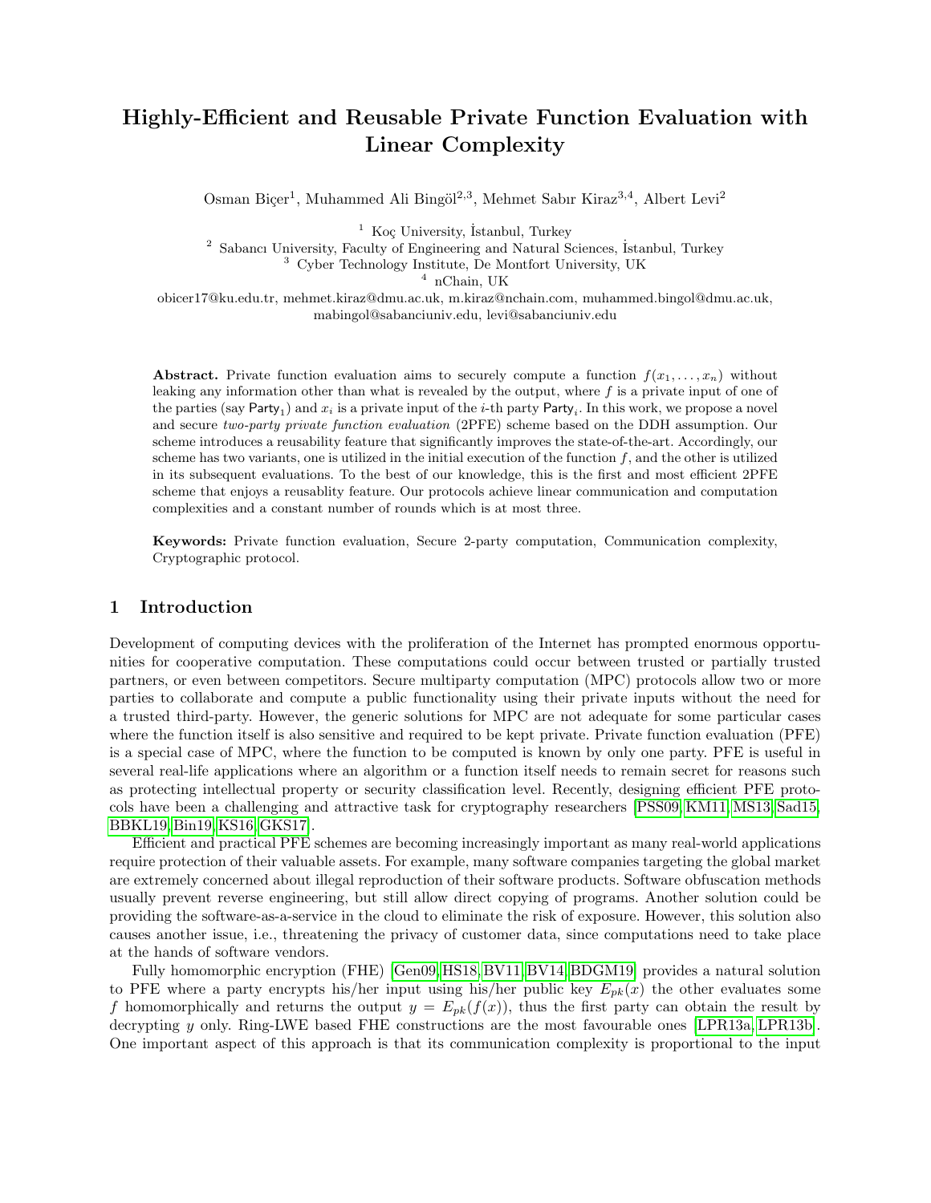# Highly-Efficient and Reusable Private Function Evaluation with Linear Complexity

Osman Biçer[1], Muhammed Ali Bingöl[2,3], Mehmet Sabır Kiraz[3,4], Albert Levi[2]

[1] Koç University, İstanbul, Turkey
[2] Sabancı University, Faculty of Engineering and Natural Sciences, İstanbul, Turkey
[3] Cyber Technology Institute, De Montfort University, UK
[4] nChain, UK

obicer17@ku.edu.tr, mehmet.kiraz@dmu.ac.uk, m.kiraz@nchain.com, muhammed.bingol@dmu.ac.uk, mabingol@sabanciuniv.edu, levi@sabanciuniv.edu

**Abstract.** Private function evaluation aims to securely compute a function $f(x_1, \ldots, x_n)$ without leaking any information other than what is revealed by the output, where $f$ is a private input of one of the parties (say $\mathsf{Party}_1$) and $x_i$ is a private input of the $i$-th party $\mathsf{Party}_i$. In this work, we propose a novel and secure *two-party private function evaluation* (2PFE) scheme based on the DDH assumption. Our scheme introduces a reusability feature that significantly improves the state-of-the-art. Accordingly, our scheme has two variants, one is utilized in the initial execution of the function $f$, and the other is utilized in its subsequent evaluations. To the best of our knowledge, this is the first and most efficient 2PFE scheme that enjoys a reusablity feature. Our protocols achieve linear communication and computation complexities and a constant number of rounds which is at most three.

**Keywords:** Private function evaluation, Secure 2-party computation, Communication complexity, Cryptographic protocol.

## 1 Introduction

Development of computing devices with the proliferation of the Internet has prompted enormous opportunities for cooperative computation. These computations could occur between trusted or partially trusted partners, or even between competitors. Secure multiparty computation (MPC) protocols allow two or more parties to collaborate and compute a public functionality using their private inputs without the need for a trusted third-party. However, the generic solutions for MPC are not adequate for some particular cases where the function itself is also sensitive and required to be kept private. Private function evaluation (PFE) is a special case of MPC, where the function to be computed is known by only one party. PFE is useful in several real-life applications where an algorithm or a function itself needs to remain secret for reasons such as protecting intellectual property or security classification level. Recently, designing efficient PFE protocols have been a challenging and attractive task for cryptography researchers [PSS09, KM11, MS13, Sad15, BBKL19, Bin19, KS16, GKS17].

Efficient and practical PFE schemes are becoming increasingly important as many real-world applications require protection of their valuable assets. For example, many software companies targeting the global market are extremely concerned about illegal reproduction of their software products. Software obfuscation methods usually prevent reverse engineering, but still allow direct copying of programs. Another solution could be providing the software-as-a-service in the cloud to eliminate the risk of exposure. However, this solution also causes another issue, i.e., threatening the privacy of customer data, since computations need to take place at the hands of software vendors.

Fully homomorphic encryption (FHE) [Gen09, HS18, BV11, BV14, BDGM19] provides a natural solution to PFE where a party encrypts his/her input using his/her public key $E_{pk}(x)$ the other evaluates some $f$ homomorphically and returns the output $y = E_{pk}(f(x))$, thus the first party can obtain the result by decrypting $y$ only. Ring-LWE based FHE constructions are the most favourable ones [LPR13a, LPR13b]. One important aspect of this approach is that its communication complexity is proportional to the input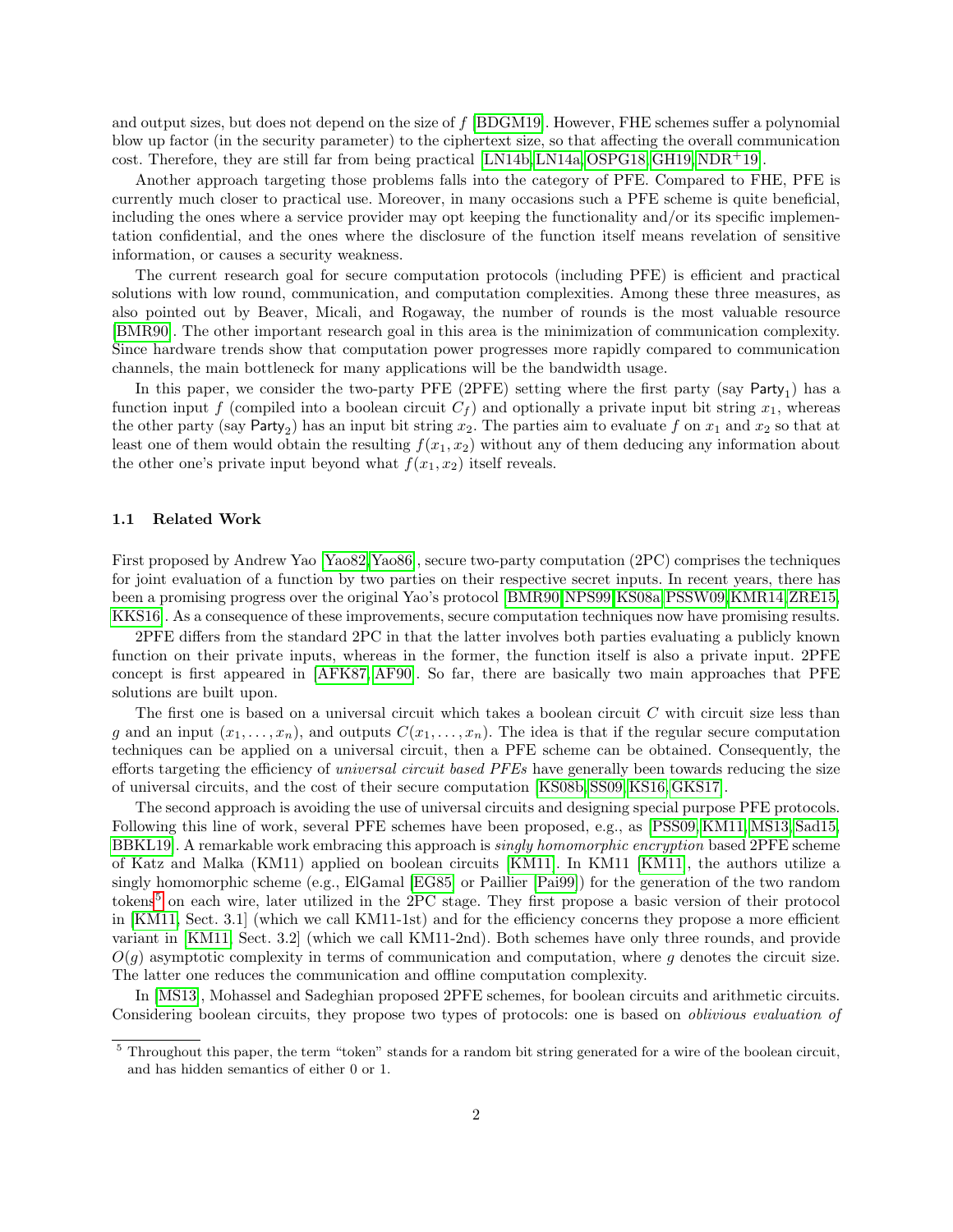and output sizes, but does not depend on the size of $f$ [BDGM19]. However, FHE schemes suffer a polynomial blow up factor (in the security parameter) to the ciphertext size, so that affecting the overall communication cost. Therefore, they are still far from being practical [LN14b,LN14a,OSPG18,GH19,NDR+19].

Another approach targeting those problems falls into the category of PFE. Compared to FHE, PFE is currently much closer to practical use. Moreover, in many occasions such a PFE scheme is quite beneficial, including the ones where a service provider may opt keeping the functionality and/or its specific implementation confidential, and the ones where the disclosure of the function itself means revelation of sensitive information, or causes a security weakness.

The current research goal for secure computation protocols (including PFE) is efficient and practical solutions with low round, communication, and computation complexities. Among these three measures, as also pointed out by Beaver, Micali, and Rogaway, the number of rounds is the most valuable resource [BMR90]. The other important research goal in this area is the minimization of communication complexity. Since hardware trends show that computation power progresses more rapidly compared to communication channels, the main bottleneck for many applications will be the bandwidth usage.

In this paper, we consider the two-party PFE (2PFE) setting where the first party (say $\mathsf{Party}_1$) has a function input $f$ (compiled into a boolean circuit $C_f$) and optionally a private input bit string $x_1$, whereas the other party (say $\mathsf{Party}_2$) has an input bit string $x_2$. The parties aim to evaluate $f$ on $x_1$ and $x_2$ so that at least one of them would obtain the resulting $f(x_1, x_2)$ without any of them deducing any information about the other one's private input beyond what $f(x_1, x_2)$ itself reveals.

### 1.1 Related Work

First proposed by Andrew Yao [Yao82,Yao86], secure two-party computation (2PC) comprises the techniques for joint evaluation of a function by two parties on their respective secret inputs. In recent years, there has been a promising progress over the original Yao's protocol [BMR90,NPS99,KS08a,PSSW09,KMR14,ZRE15, KKS16]. As a consequence of these improvements, secure computation techniques now have promising results.

2PFE differs from the standard 2PC in that the latter involves both parties evaluating a publicly known function on their private inputs, whereas in the former, the function itself is also a private input. 2PFE concept is first appeared in [AFK87,AF90]. So far, there are basically two main approaches that PFE solutions are built upon.

The first one is based on a universal circuit which takes a boolean circuit $C$ with circuit size less than $g$ and an input $(x_1, \ldots, x_n)$, and outputs $C(x_1, \ldots, x_n)$. The idea is that if the regular secure computation techniques can be applied on a universal circuit, then a PFE scheme can be obtained. Consequently, the efforts targeting the efficiency of *universal circuit based PFEs* have generally been towards reducing the size of universal circuits, and the cost of their secure computation [KS08b,SS09,KS16,GKS17].

The second approach is avoiding the use of universal circuits and designing special purpose PFE protocols. Following this line of work, several PFE schemes have been proposed, e.g., as [PSS09,KM11,MS13,Sad15, BBKL19]. A remarkable work embracing this approach is *singly homomorphic encryption* based 2PFE scheme of Katz and Malka (KM11) applied on boolean circuits [KM11]. In KM11 [KM11], the authors utilize a singly homomorphic scheme (e.g., ElGamal [EG85] or Paillier [Pai99]) for the generation of the two random tokens[5] on each wire, later utilized in the 2PC stage. They first propose a basic version of their protocol in [KM11, Sect. 3.1] (which we call KM11-1st) and for the efficiency concerns they propose a more efficient variant in [KM11, Sect. 3.2] (which we call KM11-2nd). Both schemes have only three rounds, and provide $O(g)$ asymptotic complexity in terms of communication and computation, where $g$ denotes the circuit size. The latter one reduces the communication and offline computation complexity.

In [MS13], Mohassel and Sadeghian proposed 2PFE schemes, for boolean circuits and arithmetic circuits. Considering boolean circuits, they propose two types of protocols: one is based on *oblivious evaluation of*

[5] Throughout this paper, the term "token" stands for a random bit string generated for a wire of the boolean circuit, and has hidden semantics of either 0 or 1.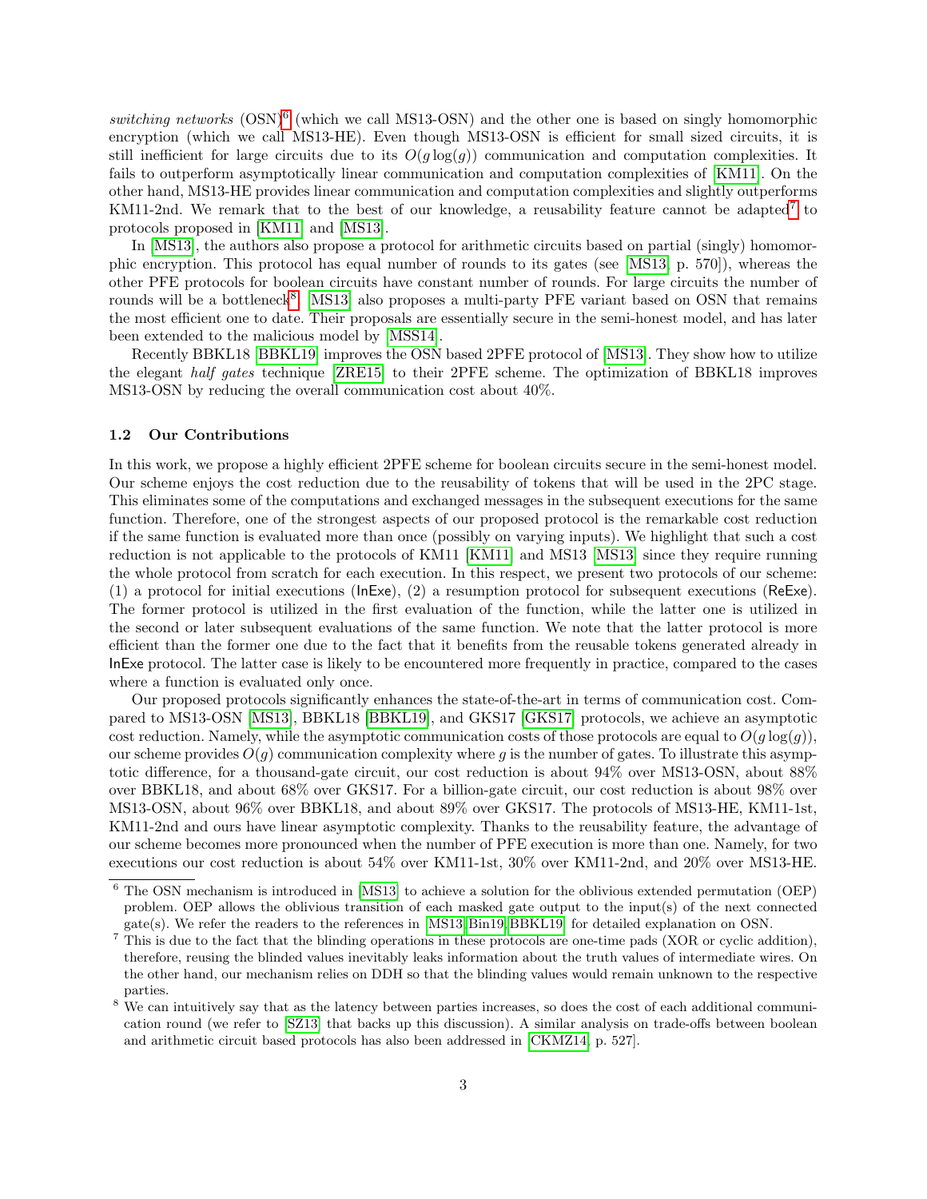*switching networks* (OSN)[6] (which we call MS13-OSN) and the other one is based on singly homomorphic encryption (which we call MS13-HE). Even though MS13-OSN is efficient for small sized circuits, it is still inefficient for large circuits due to its $O(g\log(g))$ communication and computation complexities. It fails to outperform asymptotically linear communication and computation complexities of [KM11]. On the other hand, MS13-HE provides linear communication and computation complexities and slightly outperforms KM11-2nd. We remark that to the best of our knowledge, a reusability feature cannot be adapted[7] to protocols proposed in [KM11] and [MS13].

In [MS13], the authors also propose a protocol for arithmetic circuits based on partial (singly) homomorphic encryption. This protocol has equal number of rounds to its gates (see [MS13, p. 570]), whereas the other PFE protocols for boolean circuits have constant number of rounds. For large circuits the number of rounds will be a bottleneck[8]. [MS13] also proposes a multi-party PFE variant based on OSN that remains the most efficient one to date. Their proposals are essentially secure in the semi-honest model, and has later been extended to the malicious model by [MSS14].

Recently BBKL18 [BBKL19] improves the OSN based 2PFE protocol of [MS13]. They show how to utilize the elegant *half gates* technique [ZRE15] to their 2PFE scheme. The optimization of BBKL18 improves MS13-OSN by reducing the overall communication cost about 40%.

### 1.2 Our Contributions

In this work, we propose a highly efficient 2PFE scheme for boolean circuits secure in the semi-honest model. Our scheme enjoys the cost reduction due to the reusability of tokens that will be used in the 2PC stage. This eliminates some of the computations and exchanged messages in the subsequent executions for the same function. Therefore, one of the strongest aspects of our proposed protocol is the remarkable cost reduction if the same function is evaluated more than once (possibly on varying inputs). We highlight that such a cost reduction is not applicable to the protocols of KM11 [KM11] and MS13 [MS13] since they require running the whole protocol from scratch for each execution. In this respect, we present two protocols of our scheme: (1) a protocol for initial executions (InExe), (2) a resumption protocol for subsequent executions (ReExe). The former protocol is utilized in the first evaluation of the function, while the latter one is utilized in the second or later subsequent evaluations of the same function. We note that the latter protocol is more efficient than the former one due to the fact that it benefits from the reusable tokens generated already in InExe protocol. The latter case is likely to be encountered more frequently in practice, compared to the cases where a function is evaluated only once.

Our proposed protocols significantly enhances the state-of-the-art in terms of communication cost. Compared to MS13-OSN [MS13], BBKL18 [BBKL19], and GKS17 [GKS17] protocols, we achieve an asymptotic cost reduction. Namely, while the asymptotic communication costs of those protocols are equal to $O(g\log(g))$, our scheme provides $O(g)$ communication complexity where $g$ is the number of gates. To illustrate this asymptotic difference, for a thousand-gate circuit, our cost reduction is about 94% over MS13-OSN, about 88% over BBKL18, and about 68% over GKS17. For a billion-gate circuit, our cost reduction is about 98% over MS13-OSN, about 96% over BBKL18, and about 89% over GKS17. The protocols of MS13-HE, KM11-1st, KM11-2nd and ours have linear asymptotic complexity. Thanks to the reusability feature, the advantage of our scheme becomes more pronounced when the number of PFE execution is more than one. Namely, for two executions our cost reduction is about 54% over KM11-1st, 30% over KM11-2nd, and 20% over MS13-HE.

[6] The OSN mechanism is introduced in [MS13] to achieve a solution for the oblivious extended permutation (OEP) problem. OEP allows the oblivious transition of each masked gate output to the input(s) of the next connected gate(s). We refer the readers to the references in [MS13,Bin19,BBKL19] for detailed explanation on OSN.

[7] This is due to the fact that the blinding operations in these protocols are one-time pads (XOR or cyclic addition), therefore, reusing the blinded values inevitably leaks information about the truth values of intermediate wires. On the other hand, our mechanism relies on DDH so that the blinding values would remain unknown to the respective parties.

[8] We can intuitively say that as the latency between parties increases, so does the cost of each additional communication round (we refer to [SZ13] that backs up this discussion). A similar analysis on trade-offs between boolean and arithmetic circuit based protocols has also been addressed in [CKMZ14, p. 527].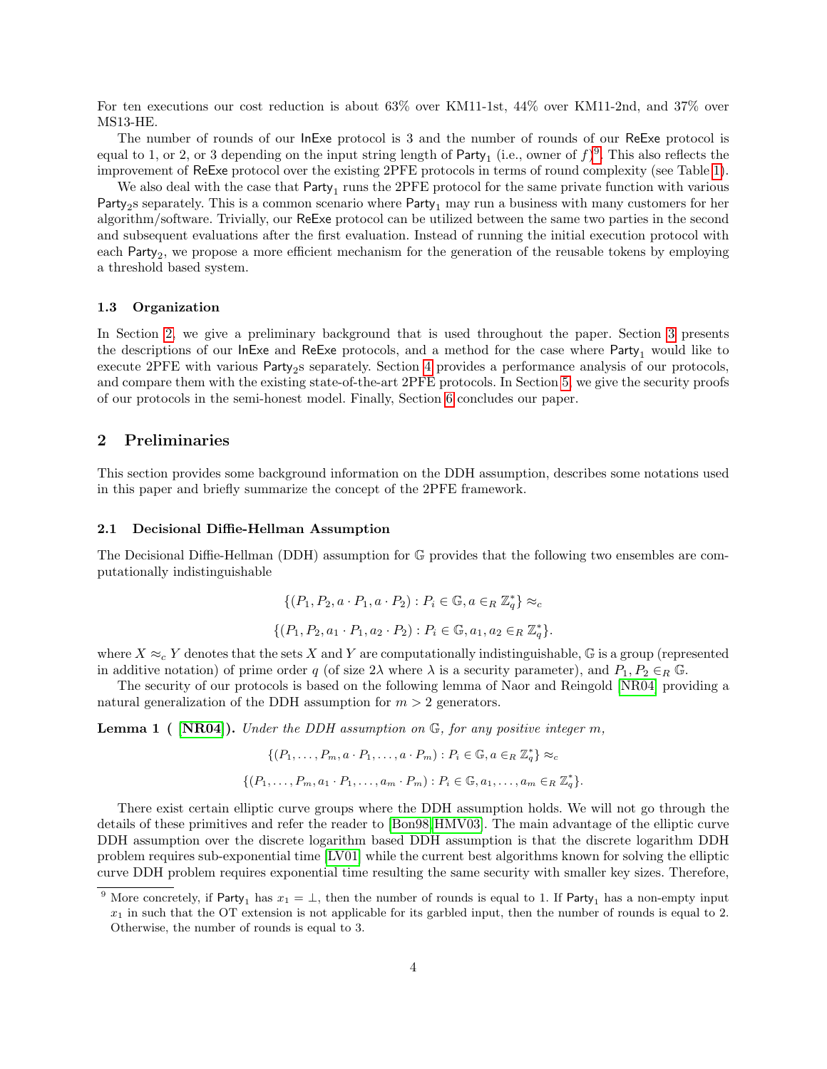For ten executions our cost reduction is about 63% over KM11-1st, 44% over KM11-2nd, and 37% over MS13-HE.

The number of rounds of our InExe protocol is 3 and the number of rounds of our ReExe protocol is equal to 1, or 2, or 3 depending on the input string length of $\mathsf{Party}_1$ (i.e., owner of $f$)[9]. This also reflects the improvement of ReExe protocol over the existing 2PFE protocols in terms of round complexity (see Table 1).

We also deal with the case that $\mathsf{Party}_1$ runs the 2PFE protocol for the same private function with various $\mathsf{Party}_2$s separately. This is a common scenario where $\mathsf{Party}_1$ may run a business with many customers for her algorithm/software. Trivially, our ReExe protocol can be utilized between the same two parties in the second and subsequent evaluations after the first evaluation. Instead of running the initial execution protocol with each $\mathsf{Party}_2$, we propose a more efficient mechanism for the generation of the reusable tokens by employing a threshold based system.

### 1.3 Organization

In Section 2, we give a preliminary background that is used throughout the paper. Section 3 presents the descriptions of our InExe and ReExe protocols, and a method for the case where $\mathsf{Party}_1$ would like to execute 2PFE with various $\mathsf{Party}_2$s separately. Section 4 provides a performance analysis of our protocols, and compare them with the existing state-of-the-art 2PFE protocols. In Section 5, we give the security proofs of our protocols in the semi-honest model. Finally, Section 6 concludes our paper.

## 2 Preliminaries

This section provides some background information on the DDH assumption, describes some notations used in this paper and briefly summarize the concept of the 2PFE framework.

### 2.1 Decisional Diffie-Hellman Assumption

The Decisional Diffie-Hellman (DDH) assumption for $\mathbb{G}$ provides that the following two ensembles are computationally indistinguishable

$$\{(P_1, P_2, a \cdot P_1, a \cdot P_2) : P_i \in \mathbb{G}, a \in_R \mathbb{Z}_q^*\} \approx_c$$

$$\{(P_1, P_2, a_1 \cdot P_1, a_2 \cdot P_2) : P_i \in \mathbb{G}, a_1, a_2 \in_R \mathbb{Z}_q^*\}.$$

where $X \approx_c Y$ denotes that the sets $X$ and $Y$ are computationally indistinguishable, $\mathbb{G}$ is a group (represented in additive notation) of prime order $q$ (of size $2\lambda$ where $\lambda$ is a security parameter), and $P_1, P_2 \in_R \mathbb{G}$.

The security of our protocols is based on the following lemma of Naor and Reingold [NR04] providing a natural generalization of the DDH assumption for $m > 2$ generators.

**Lemma 1 ( [NR04]).** *Under the DDH assumption on $\mathbb{G}$, for any positive integer $m$,*

$$\{(P_1, \ldots, P_m, a \cdot P_1, \ldots, a \cdot P_m) : P_i \in \mathbb{G}, a \in_R \mathbb{Z}_q^*\} \approx_c$$

$$\{(P_1, \ldots, P_m, a_1 \cdot P_1, \ldots, a_m \cdot P_m) : P_i \in \mathbb{G}, a_1, \ldots, a_m \in_R \mathbb{Z}_q^*\}.$$

There exist certain elliptic curve groups where the DDH assumption holds. We will not go through the details of these primitives and refer the reader to [Bon98,HMV03]. The main advantage of the elliptic curve DDH assumption over the discrete logarithm based DDH assumption is that the discrete logarithm DDH problem requires sub-exponential time [LV01] while the current best algorithms known for solving the elliptic curve DDH problem requires exponential time resulting the same security with smaller key sizes. Therefore,

[9] More concretely, if $\mathsf{Party}_1$ has $x_1 = \perp$, then the number of rounds is equal to 1. If $\mathsf{Party}_1$ has a non-empty input $x_1$ in such that the OT extension is not applicable for its garbled input, then the number of rounds is equal to 2. Otherwise, the number of rounds is equal to 3.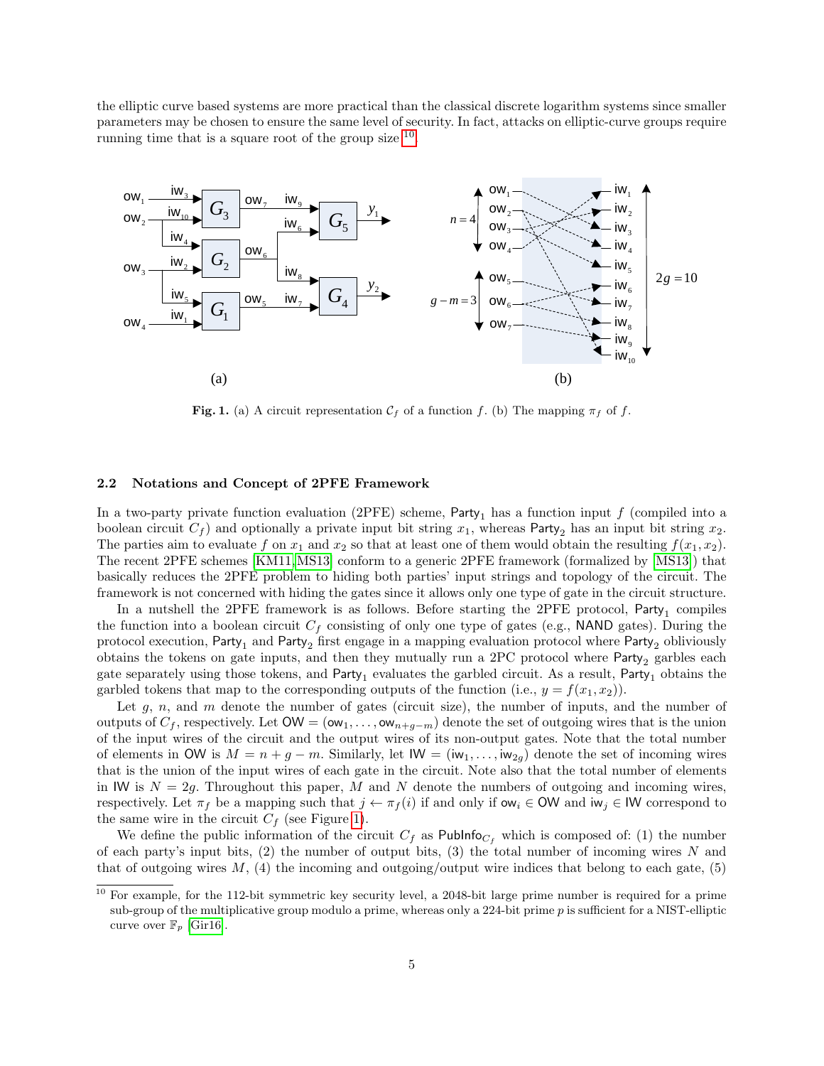the elliptic curve based systems are more practical than the classical discrete logarithm systems since smaller parameters may be chosen to ensure the same level of security. In fact, attacks on elliptic-curve groups require running time that is a square root of the group size [10].

**Fig. 1.** (a) A circuit representation $\mathcal{C}_f$ of a function $f$. (b) The mapping $\pi_f$ of $f$.

### 2.2 Notations and Concept of 2PFE Framework

In a two-party private function evaluation (2PFE) scheme, $\mathsf{Party}_1$ has a function input $f$ (compiled into a boolean circuit $C_f$) and optionally a private input bit string $x_1$, whereas $\mathsf{Party}_2$ has an input bit string $x_2$. The parties aim to evaluate $f$ on $x_1$ and $x_2$ so that at least one of them would obtain the resulting $f(x_1, x_2)$. The recent 2PFE schemes [KM11,MS13] conform to a generic 2PFE framework (formalized by [MS13]) that basically reduces the 2PFE problem to hiding both parties' input strings and topology of the circuit. The framework is not concerned with hiding the gates since it allows only one type of gate in the circuit structure.

In a nutshell the 2PFE framework is as follows. Before starting the 2PFE protocol, $\mathsf{Party}_1$ compiles the function into a boolean circuit $C_f$ consisting of only one type of gates (e.g., $\mathsf{NAND}$ gates). During the protocol execution, $\mathsf{Party}_1$ and $\mathsf{Party}_2$ first engage in a mapping evaluation protocol where $\mathsf{Party}_2$ obliviously obtains the tokens on gate inputs, and then they mutually run a 2PC protocol where $\mathsf{Party}_2$ garbles each gate separately using those tokens, and $\mathsf{Party}_1$ evaluates the garbled circuit. As a result, $\mathsf{Party}_1$ obtains the garbled tokens that map to the corresponding outputs of the function (i.e., $y = f(x_1, x_2)$).

Let $g$, $n$, and $m$ denote the number of gates (circuit size), the number of inputs, and the number of outputs of $C_f$, respectively. Let $\mathsf{OW} = (\mathsf{ow}_1, \ldots, \mathsf{ow}_{n+g-m})$ denote the set of outgoing wires that is the union of the input wires of the circuit and the output wires of its non-output gates. Note that the total number of elements in $\mathsf{OW}$ is $M = n + g - m$. Similarly, let $\mathsf{IW} = (\mathsf{iw}_1, \ldots, \mathsf{iw}_{2g})$ denote the set of incoming wires that is the union of the input wires of each gate in the circuit. Note also that the total number of elements in $\mathsf{IW}$ is $N = 2g$. Throughout this paper, $M$ and $N$ denote the numbers of outgoing and incoming wires, respectively. Let $\pi_f$ be a mapping such that $j \leftarrow \pi_f(i)$ if and only if $\mathsf{ow}_i \in \mathsf{OW}$ and $\mathsf{iw}_j \in \mathsf{IW}$ correspond to the same wire in the circuit $C_f$ (see Figure 1).

We define the public information of the circuit $C_f$ as $\mathsf{PubInfo}_{C_f}$ which is composed of: (1) the number of each party's input bits, (2) the number of output bits, (3) the total number of incoming wires $N$ and that of outgoing wires $M$, (4) the incoming and outgoing/output wire indices that belong to each gate, (5)

[10] For example, for the 112-bit symmetric key security level, a 2048-bit large prime number is required for a prime sub-group of the multiplicative group modulo a prime, whereas only a 224-bit prime $p$ is sufficient for a NIST-elliptic curve over $\mathbb{F}_p$ [Gir16].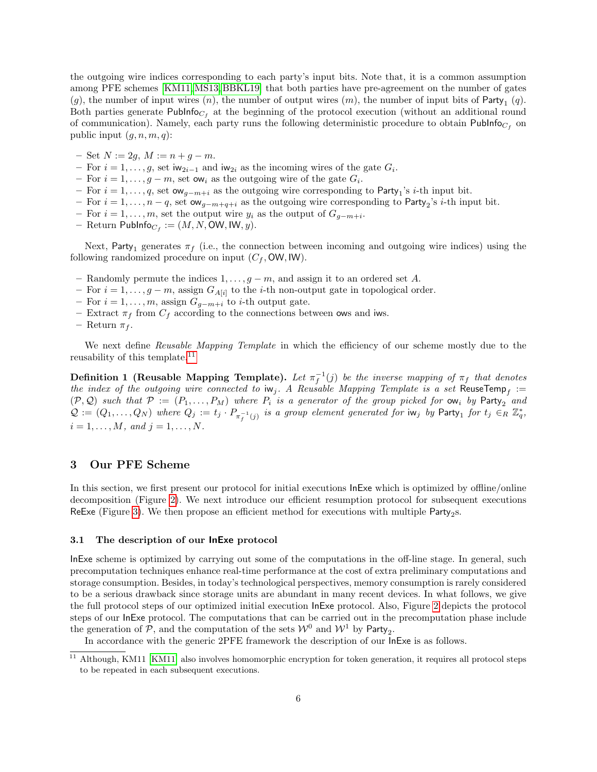the outgoing wire indices corresponding to each party's input bits. Note that, it is a common assumption among PFE schemes [KM11,MS13,BBKL19] that both parties have pre-agreement on the number of gates ($g$), the number of input wires ($n$), the number of output wires ($m$), the number of input bits of $\mathsf{Party}_1$ ($q$). Both parties generate $\mathsf{PubInfo}_{C_f}$ at the beginning of the protocol execution (without an additional round of communication). Namely, each party runs the following deterministic procedure to obtain $\mathsf{PubInfo}_{C_f}$ on public input $(g, n, m, q)$:

- Set $N := 2g$, $M := n + g - m$.
- For $i = 1, \ldots, g$, set $\mathsf{iw}_{2i-1}$ and $\mathsf{iw}_{2i}$ as the incoming wires of the gate $G_i$.
- For $i = 1, \ldots, g - m$, set $\mathsf{ow}_i$ as the outgoing wire of the gate $G_i$.
- For $i = 1, \ldots, q$, set $\mathsf{ow}_{g-m+i}$ as the outgoing wire corresponding to $\mathsf{Party}_1$'s $i$-th input bit.
- For $i = 1, \ldots, n - q$, set $\mathsf{ow}_{g-m+q+i}$ as the outgoing wire corresponding to $\mathsf{Party}_2$'s $i$-th input bit.
- For $i = 1, \ldots, m$, set the output wire $y_i$ as the output of $G_{g-m+i}$.
- Return $\mathsf{PubInfo}_{C_f} := (M, N, \mathsf{OW}, \mathsf{IW}, y)$.

Next, $\mathsf{Party}_1$ generates $\pi_f$ (i.e., the connection between incoming and outgoing wire indices) using the following randomized procedure on input $(C_f, \mathsf{OW}, \mathsf{IW})$.

- Randomly permute the indices $1, \ldots, g - m$, and assign it to an ordered set $A$.
- For $i = 1, \ldots, g - m$, assign $G_{A[i]}$ to the $i$-th non-output gate in topological order.
- For $i = 1, \ldots, m$, assign $G_{g-m+i}$ to $i$-th output gate.
- Extract $\pi_f$ from $C_f$ according to the connections between $\mathsf{ow}$s and $\mathsf{iw}$s.
- Return $\pi_f$.

We next define *Reusable Mapping Template* in which the efficiency of our scheme mostly due to the reusability of this template.[11]

**Definition 1 (Reusable Mapping Template).** *Let $\pi_f^{-1}(j)$ be the inverse mapping of $\pi_f$ that denotes the index of the outgoing wire connected to $\mathsf{iw}_j$. A Reusable Mapping Template is a set $\mathsf{ReuseTemp}_f := (\mathcal{P}, \mathcal{Q})$ such that $\mathcal{P} := (P_1, \ldots, P_M)$ where $P_i$ is a generator of the group picked for $\mathsf{ow}_i$ by $\mathsf{Party}_2$ and $\mathcal{Q} := (Q_1, \ldots, Q_N)$ where $Q_j := t_j \cdot P_{\pi_f^{-1}(j)}$ is a group element generated for $\mathsf{iw}_j$ by $\mathsf{Party}_1$ for $t_j \in_R \mathbb{Z}_q^*$, $i = 1, \ldots, M$, and $j = 1, \ldots, N$.*

## 3 Our PFE Scheme

In this section, we first present our protocol for initial executions $\mathsf{InExe}$ which is optimized by offline/online decomposition (Figure 2). We next introduce our efficient resumption protocol for subsequent executions $\mathsf{ReExe}$ (Figure 3). We then propose an efficient method for executions with multiple $\mathsf{Party}_2$s.

### 3.1 The description of our InExe protocol

$\mathsf{InExe}$ scheme is optimized by carrying out some of the computations in the off-line stage. In general, such precomputation techniques enhance real-time performance at the cost of extra preliminary computations and storage consumption. Besides, in today's technological perspectives, memory consumption is rarely considered to be a serious drawback since storage units are abundant in many recent devices. In what follows, we give the full protocol steps of our optimized initial execution $\mathsf{InExe}$ protocol. Also, Figure 2 depicts the protocol steps of our $\mathsf{InExe}$ protocol. The computations that can be carried out in the precomputation phase include the generation of $\mathcal{P}$, and the computation of the sets $\mathcal{W}^0$ and $\mathcal{W}^1$ by $\mathsf{Party}_2$.

In accordance with the generic 2PFE framework the description of our $\mathsf{InExe}$ is as follows.

[11] Although, KM11 [KM11] also involves homomorphic encryption for token generation, it requires all protocol steps to be repeated in each subsequent executions.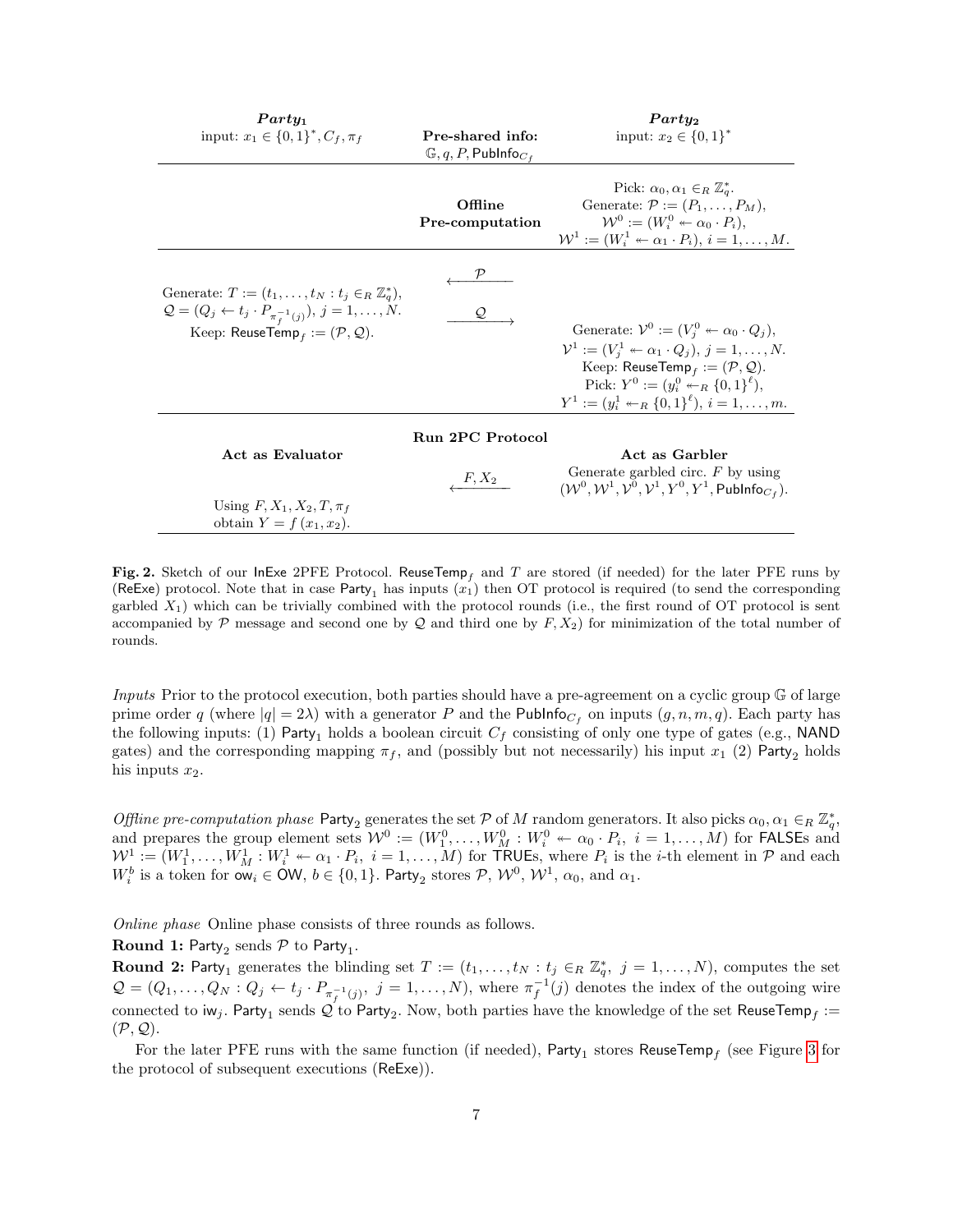| **$Party_1$** input: $x_1 \in \{0,1\}^*, C_f, \pi_f$ | **Pre-shared info:** $\mathbb{G}, q, P, \mathsf{PubInfo}_{C_f}$ | **$Party_2$** input: $x_2 \in \{0,1\}^*$ |
|---|---|---|
| | **Offline Pre-computation** | Pick: $\alpha_0, \alpha_1 \in_R \mathbb{Z}_q^*$. Generate: $\mathcal{P} := (P_1, \ldots, P_M)$, $\mathcal{W}^0 := (W_i^0 \leftarrow \alpha_0 \cdot P_i)$, $\mathcal{W}^1 := (W_i^1 \leftarrow \alpha_1 \cdot P_i)$, $i = 1, \ldots, M$. |
| Generate: $T := (t_1, \ldots, t_N : t_j \in_R \mathbb{Z}_q^*)$, $\mathcal{Q} = (Q_j \leftarrow t_j \cdot P_{\pi_f^{-1}(j)})$, $j = 1, \ldots, N$. Keep: $\mathsf{ReuseTemp}_f := (\mathcal{P}, \mathcal{Q})$. | $\xleftarrow{\mathcal{P}}$ $\xrightarrow{\mathcal{Q}}$ | Generate: $\mathcal{V}^0 := (V_j^0 \leftarrow \alpha_0 \cdot Q_j)$, $\mathcal{V}^1 := (V_j^1 \leftarrow \alpha_1 \cdot Q_j)$, $j = 1, \ldots, N$. Keep: $\mathsf{ReuseTemp}_f := (\mathcal{P}, \mathcal{Q})$. Pick: $Y^0 := (y_i^0 \leftarrow_R \{0,1\}^\ell)$, $Y^1 := (y_i^1 \leftarrow_R \{0,1\}^\ell)$, $i = 1, \ldots, m$. |
| | **Run 2PC Protocol** | |
| **Act as Evaluator** | | **Act as Garbler** |
| Using $F, X_1, X_2, T, \pi_f$ obtain $Y = f(x_1, x_2)$. | $\xleftarrow{F, X_2}$ | Generate garbled circ. $F$ by using $(\mathcal{W}^0, \mathcal{W}^1, \mathcal{V}^0, \mathcal{V}^1, Y^0, Y^1, \mathsf{PubInfo}_{C_f})$. |

**Fig. 2.** Sketch of our InExe 2PFE Protocol. $\mathsf{ReuseTemp}_f$ and $T$ are stored (if needed) for the later PFE runs by (ReExe) protocol. Note that in case $\mathsf{Party}_1$ has inputs ($x_1$) then OT protocol is required (to send the corresponding garbled $X_1$) which can be trivially combined with the protocol rounds (i.e., the first round of OT protocol is sent accompanied by $\mathcal{P}$ message and second one by $\mathcal{Q}$ and third one by $F, X_2$) for minimization of the total number of rounds.

*Inputs* Prior to the protocol execution, both parties should have a pre-agreement on a cyclic group $\mathbb{G}$ of large prime order $q$ (where $|q| = 2\lambda$) with a generator $P$ and the $\mathsf{PubInfo}_{C_f}$ on inputs $(g, n, m, q)$. Each party has the following inputs: (1) $\mathsf{Party}_1$ holds a boolean circuit $C_f$ consisting of only one type of gates (e.g., NAND gates) and the corresponding mapping $\pi_f$, and (possibly but not necessarily) his input $x_1$ (2) $\mathsf{Party}_2$ holds his inputs $x_2$.

*Offline pre-computation phase* $\mathsf{Party}_2$ generates the set $\mathcal{P}$ of $M$ random generators. It also picks $\alpha_0, \alpha_1 \in_R \mathbb{Z}_q^*$, and prepares the group element sets $\mathcal{W}^0 := (W_1^0, \ldots, W_M^0 : W_i^0 \leftarrow \alpha_0 \cdot P_i,\ i = 1, \ldots, M)$ for FALSEs and $\mathcal{W}^1 := (W_1^1, \ldots, W_M^1 : W_i^1 \leftarrow \alpha_1 \cdot P_i,\ i = 1, \ldots, M)$ for TRUEs, where $P_i$ is the $i$-th element in $\mathcal{P}$ and each $W_i^b$ is a token for $\mathsf{ow}_i \in \mathsf{OW}$, $b \in \{0,1\}$. $\mathsf{Party}_2$ stores $\mathcal{P}$, $\mathcal{W}^0$, $\mathcal{W}^1$, $\alpha_0$, and $\alpha_1$.

*Online phase* Online phase consists of three rounds as follows.

**Round 1:** $\mathsf{Party}_2$ sends $\mathcal{P}$ to $\mathsf{Party}_1$.

**Round 2:** $\mathsf{Party}_1$ generates the blinding set $T := (t_1, \ldots, t_N : t_j \in_R \mathbb{Z}_q^*,\ j = 1, \ldots, N)$, computes the set $\mathcal{Q} = (Q_1, \ldots, Q_N : Q_j \leftarrow t_j \cdot P_{\pi_f^{-1}(j)},\ j = 1, \ldots, N)$, where $\pi_f^{-1}(j)$ denotes the index of the outgoing wire connected to $\mathsf{iw}_j$. $\mathsf{Party}_1$ sends $\mathcal{Q}$ to $\mathsf{Party}_2$. Now, both parties have the knowledge of the set $\mathsf{ReuseTemp}_f := (\mathcal{P}, \mathcal{Q})$.

For the later PFE runs with the same function (if needed), $\mathsf{Party}_1$ stores $\mathsf{ReuseTemp}_f$ (see Figure 3 for the protocol of subsequent executions (ReExe)).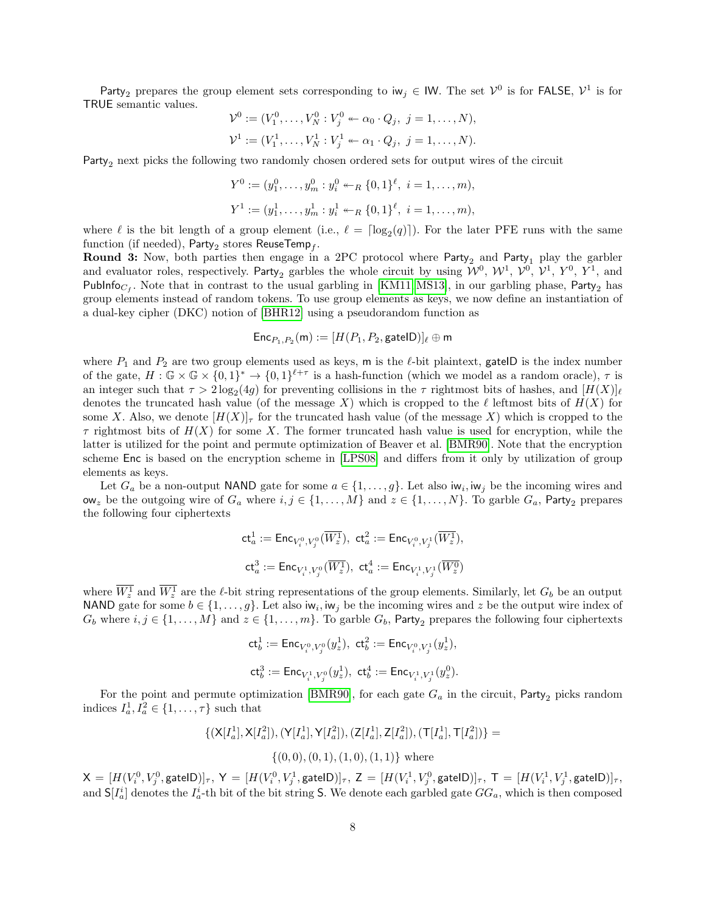$\mathsf{Party}_2$ prepares the group element sets corresponding to $\mathsf{iw}_j \in \mathsf{IW}$. The set $\mathcal{V}^0$ is for $\mathsf{FALSE}$, $\mathcal{V}^1$ is for $\mathsf{TRUE}$ semantic values.

$$\mathcal{V}^0 := (V_1^0, \ldots, V_N^0 : V_j^0 \twoheadleftarrow \alpha_0 \cdot Q_j,\ j = 1, \ldots, N),$$
$$\mathcal{V}^1 := (V_1^1, \ldots, V_N^1 : V_j^1 \twoheadleftarrow \alpha_1 \cdot Q_j,\ j = 1, \ldots, N).$$

$\mathsf{Party}_2$ next picks the following two randomly chosen ordered sets for output wires of the circuit

$$Y^0 := (y_1^0, \ldots, y_m^0 : y_i^0 \twoheadleftarrow_R \{0,1\}^\ell,\ i = 1, \ldots, m),$$
$$Y^1 := (y_1^1, \ldots, y_m^1 : y_i^1 \twoheadleftarrow_R \{0,1\}^\ell,\ i = 1, \ldots, m),$$

where $\ell$ is the bit length of a group element (i.e., $\ell = \lceil \log_2(q) \rceil$). For the later PFE runs with the same function (if needed), $\mathsf{Party}_2$ stores $\mathsf{ReuseTemp}_f$.

**Round 3:** Now, both parties then engage in a 2PC protocol where $\mathsf{Party}_2$ and $\mathsf{Party}_1$ play the garbler and evaluator roles, respectively. $\mathsf{Party}_2$ garbles the whole circuit by using $\mathcal{W}^0$, $\mathcal{W}^1$, $\mathcal{V}^0$, $\mathcal{V}^1$, $Y^0$, $Y^1$, and $\mathsf{PubInfo}_{C_f}$. Note that in contrast to the usual garbling in [KM11, MS13], in our garbling phase, $\mathsf{Party}_2$ has group elements instead of random tokens. To use group elements as keys, we now define an instantiation of a dual-key cipher (DKC) notion of [BHR12] using a pseudorandom function as

$$\mathsf{Enc}_{P_1,P_2}(\mathsf{m}) := [H(P_1, P_2, \mathsf{gateID})]_\ell \oplus \mathsf{m}$$

where $P_1$ and $P_2$ are two group elements used as keys, $\mathsf{m}$ is the $\ell$-bit plaintext, $\mathsf{gateID}$ is the index number of the gate, $H : \mathbb{G} \times \mathbb{G} \times \{0,1\}^* \rightarrow \{0,1\}^{\ell+\tau}$ is a hash-function (which we model as a random oracle), $\tau$ is an integer such that $\tau > 2\log_2(4g)$ for preventing collisions in the $\tau$ rightmost bits of hashes, and $[H(X)]_\ell$ denotes the truncated hash value (of the message $X$) which is cropped to the $\ell$ leftmost bits of $H(X)$ for some $X$. Also, we denote $[H(X)]_\tau$ for the truncated hash value (of the message $X$) which is cropped to the $\tau$ rightmost bits of $H(X)$ for some $X$. The former truncated hash value is used for encryption, while the latter is utilized for the point and permute optimization of Beaver et al. [BMR90]. Note that the encryption scheme $\mathsf{Enc}$ is based on the encryption scheme in [LPS08] and differs from it only by utilization of group elements as keys.

Let $G_a$ be a non-output $\mathsf{NAND}$ gate for some $a \in \{1, \ldots, g\}$. Let also $\mathsf{iw}_i, \mathsf{iw}_j$ be the incoming wires and $\mathsf{ow}_z$ be the outgoing wire of $G_a$ where $i, j \in \{1, \ldots, M\}$ and $z \in \{1, \ldots, N\}$. To garble $G_a$, $\mathsf{Party}_2$ prepares the following four ciphertexts

$$\mathsf{ct}_a^1 := \mathsf{Enc}_{V_i^0, V_j^0}(\overline{W_z^1}),\ \mathsf{ct}_a^2 := \mathsf{Enc}_{V_i^0, V_j^1}(\overline{W_z^1}),$$
$$\mathsf{ct}_a^3 := \mathsf{Enc}_{V_i^1, V_j^0}(\overline{W_z^1}),\ \mathsf{ct}_a^4 := \mathsf{Enc}_{V_i^1, V_j^1}(\overline{W_z^0})$$

where $\overline{W_z^1}$ and $\overline{W_z^1}$ are the $\ell$-bit string representations of the group elements. Similarly, let $G_b$ be an output $\mathsf{NAND}$ gate for some $b \in \{1, \ldots, g\}$. Let also $\mathsf{iw}_i, \mathsf{iw}_j$ be the incoming wires and $z$ be the output wire index of $G_b$ where $i, j \in \{1, \ldots, M\}$ and $z \in \{1, \ldots, m\}$. To garble $G_b$, $\mathsf{Party}_2$ prepares the following four ciphertexts

$$\mathsf{ct}_b^1 := \mathsf{Enc}_{V_i^0, V_j^0}(y_z^1),\ \mathsf{ct}_b^2 := \mathsf{Enc}_{V_i^0, V_j^1}(y_z^1),$$
$$\mathsf{ct}_b^3 := \mathsf{Enc}_{V_i^1, V_j^0}(y_z^1),\ \mathsf{ct}_b^4 := \mathsf{Enc}_{V_i^1, V_j^1}(y_z^0).$$

For the point and permute optimization [BMR90], for each gate $G_a$ in the circuit, $\mathsf{Party}_2$ picks random indices $I_a^1, I_a^2 \in \{1, \ldots, \tau\}$ such that

$$\{(\mathsf{X}[I_a^1], \mathsf{X}[I_a^2]), (\mathsf{Y}[I_a^1], \mathsf{Y}[I_a^2]), (\mathsf{Z}[I_a^1], \mathsf{Z}[I_a^2]), (\mathsf{T}[I_a^1], \mathsf{T}[I_a^2])\} =$$
$$\{(0,0), (0,1), (1,0), (1,1)\} \text{ where}$$

$\mathsf{X} = [H(V_i^0, V_j^0, \mathsf{gateID})]_\tau$, $\mathsf{Y} = [H(V_i^0, V_j^1, \mathsf{gateID})]_\tau$, $\mathsf{Z} = [H(V_i^1, V_j^0, \mathsf{gateID})]_\tau$, $\mathsf{T} = [H(V_i^1, V_j^1, \mathsf{gateID})]_\tau$, and $\mathsf{S}[I_a^i]$ denotes the $I_a^i$-th bit of the bit string $\mathsf{S}$. We denote each garbled gate $GG_a$, which is then composed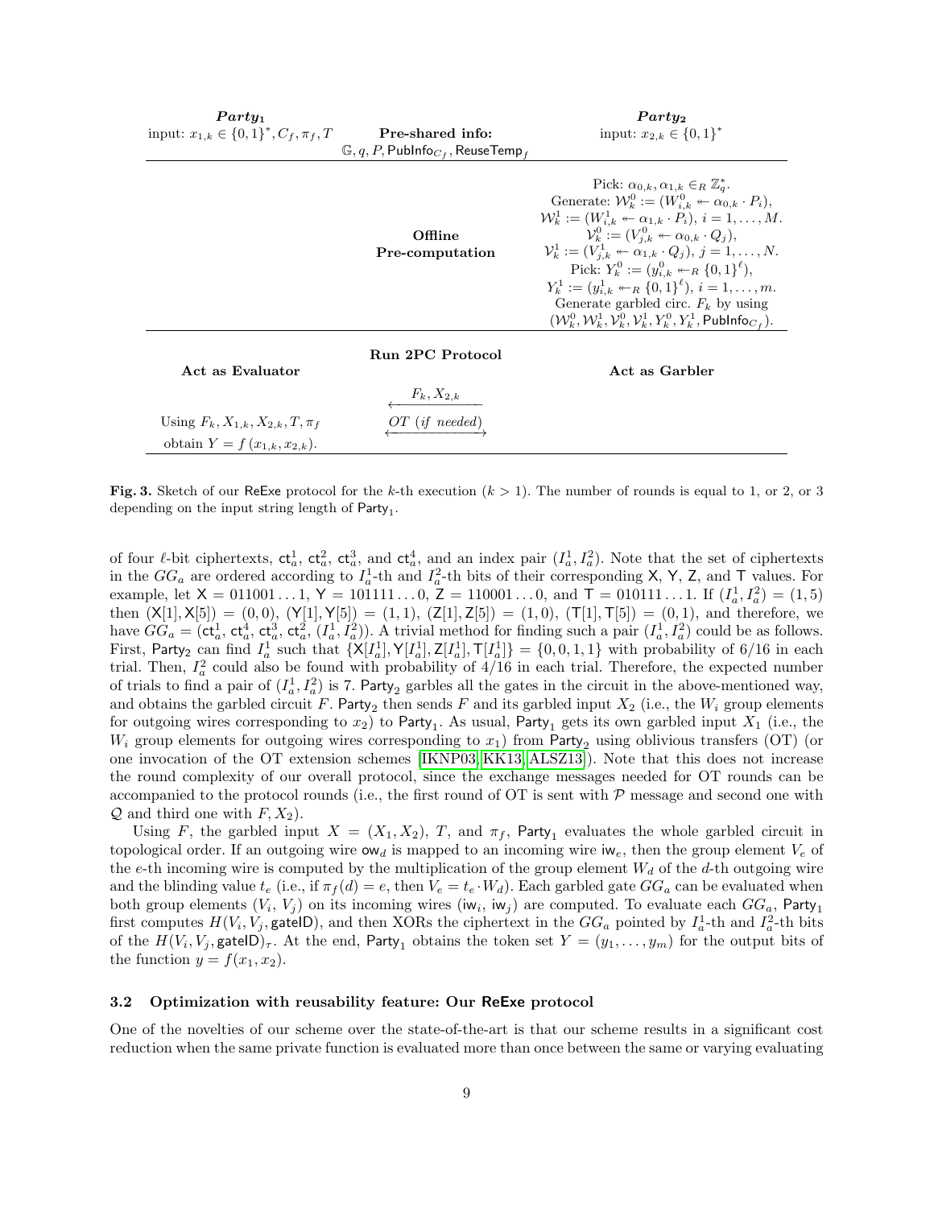| $Party_1$ input: $x_{1,k} \in \{0,1\}^*, C_f, \pi_f, T$ | **Pre-shared info:** $\mathbb{G}, q, P, \mathsf{PubInfo}_{C_f}, \mathsf{ReuseTemp}_f$ | $Party_2$ input: $x_{2,k} \in \{0,1\}^*$ |
|---|---|---|
| | **Offline Pre-computation** | Pick: $\alpha_{0,k}, \alpha_{1,k} \in_R \mathbb{Z}_q^*$. Generate: $\mathcal{W}_k^0 := (W_{i,k}^0 \twoheadleftarrow \alpha_{0,k} \cdot P_i)$, $\mathcal{W}_k^1 := (W_{i,k}^1 \twoheadleftarrow \alpha_{1,k} \cdot P_i)$, $i = 1, \ldots, M$. $\mathcal{V}_k^0 := (V_{j,k}^0 \twoheadleftarrow \alpha_{0,k} \cdot Q_j)$, $\mathcal{V}_k^1 := (V_{j,k}^1 \twoheadleftarrow \alpha_{1,k} \cdot Q_j)$, $j = 1, \ldots, N$. Pick: $Y_k^0 := (y_{i,k}^0 \twoheadleftarrow_R \{0,1\}^\ell)$, $Y_k^1 := (y_{i,k}^1 \twoheadleftarrow_R \{0,1\}^\ell)$, $i = 1, \ldots, m$. Generate garbled circ. $F_k$ by using $(\mathcal{W}_k^0, \mathcal{W}_k^1, \mathcal{V}_k^0, \mathcal{V}_k^1, Y_k^0, Y_k^1, \mathsf{PubInfo}_{C_f})$. |
| **Act as Evaluator** | **Run 2PC Protocol** | **Act as Garbler** |
| | $\xleftarrow{F_k, X_{2,k}}$ | |
| Using $F_k, X_{1,k}, X_{2,k}, T, \pi_f$ obtain $Y = f(x_{1,k}, x_{2,k})$. | $\xleftrightarrow{OT \ (if\ needed)}$ | |

**Fig. 3.** Sketch of our ReExe protocol for the $k$-th execution ($k > 1$). The number of rounds is equal to 1, or 2, or 3 depending on the input string length of $\mathsf{Party}_1$.

of four $\ell$-bit ciphertexts, $\mathsf{ct}_a^1$, $\mathsf{ct}_a^2$, $\mathsf{ct}_a^3$, and $\mathsf{ct}_a^4$, and an index pair $(I_a^1, I_a^2)$. Note that the set of ciphertexts in the $GG_a$ are ordered according to $I_a^1$-th and $I_a^2$-th bits of their corresponding $\mathsf{X}$, $\mathsf{Y}$, $\mathsf{Z}$, and $\mathsf{T}$ values. For example, let $\mathsf{X} = 011001\ldots1$, $\mathsf{Y} = 101111\ldots0$, $\mathsf{Z} = 110001\ldots0$, and $\mathsf{T} = 010111\ldots1$. If $(I_a^1, I_a^2) = (1,5)$ then $(\mathsf{X}[1], \mathsf{X}[5]) = (0,0)$, $(\mathsf{Y}[1], \mathsf{Y}[5]) = (1,1)$, $(\mathsf{Z}[1], \mathsf{Z}[5]) = (1,0)$, $(\mathsf{T}[1], \mathsf{T}[5]) = (0,1)$, and therefore, we have $GG_a = (\mathsf{ct}_a^1, \mathsf{ct}_a^4, \mathsf{ct}_a^3, \mathsf{ct}_a^2, (I_a^1, I_a^2))$. A trivial method for finding such a pair $(I_a^1, I_a^2)$ could be as follows. First, $\mathsf{Party}_2$ can find $I_a^1$ such that $\{\mathsf{X}[I_a^1], \mathsf{Y}[I_a^1], \mathsf{Z}[I_a^1], \mathsf{T}[I_a^1]\} = \{0,0,1,1\}$ with probability of 6/16 in each trial. Then, $I_a^2$ could also be found with probability of 4/16 in each trial. Therefore, the expected number of trials to find a pair of $(I_a^1, I_a^2)$ is 7. $\mathsf{Party}_2$ garbles all the gates in the circuit in the above-mentioned way, and obtains the garbled circuit $F$. $\mathsf{Party}_2$ then sends $F$ and its garbled input $X_2$ (i.e., the $W_i$ group elements for outgoing wires corresponding to $x_2$) to $\mathsf{Party}_1$. As usual, $\mathsf{Party}_1$ gets its own garbled input $X_1$ (i.e., the $W_i$ group elements for outgoing wires corresponding to $x_1$) from $\mathsf{Party}_2$ using oblivious transfers (OT) (or one invocation of the OT extension schemes [IKNP03, KK13, ALSZ13]). Note that this does not increase the round complexity of our overall protocol, since the exchange messages needed for OT rounds can be accompanied to the protocol rounds (i.e., the first round of OT is sent with $\mathcal{P}$ message and second one with $\mathcal{Q}$ and third one with $F, X_2$).

Using $F$, the garbled input $X = (X_1, X_2)$, $T$, and $\pi_f$, $\mathsf{Party}_1$ evaluates the whole garbled circuit in topological order. If an outgoing wire $\mathsf{ow}_d$ is mapped to an incoming wire $\mathsf{iw}_e$, then the group element $V_e$ of the $e$-th incoming wire is computed by the multiplication of the group element $W_d$ of the $d$-th outgoing wire and the blinding value $t_e$ (i.e., if $\pi_f(d) = e$, then $V_e = t_e \cdot W_d$). Each garbled gate $GG_a$ can be evaluated when both group elements $(V_i, V_j)$ on its incoming wires $(\mathsf{iw}_i, \mathsf{iw}_j)$ are computed. To evaluate each $GG_a$, $\mathsf{Party}_1$ first computes $H(V_i, V_j, \mathsf{gateID})$, and then XORs the ciphertext in the $GG_a$ pointed by $I_a^1$-th and $I_a^2$-th bits of the $H(V_i, V_j, \mathsf{gateID})_\tau$. At the end, $\mathsf{Party}_1$ obtains the token set $Y = (y_1, \ldots, y_m)$ for the output bits of the function $y = f(x_1, x_2)$.

### 3.2 Optimization with reusability feature: Our ReExe protocol

One of the novelties of our scheme over the state-of-the-art is that our scheme results in a significant cost reduction when the same private function is evaluated more than once between the same or varying evaluating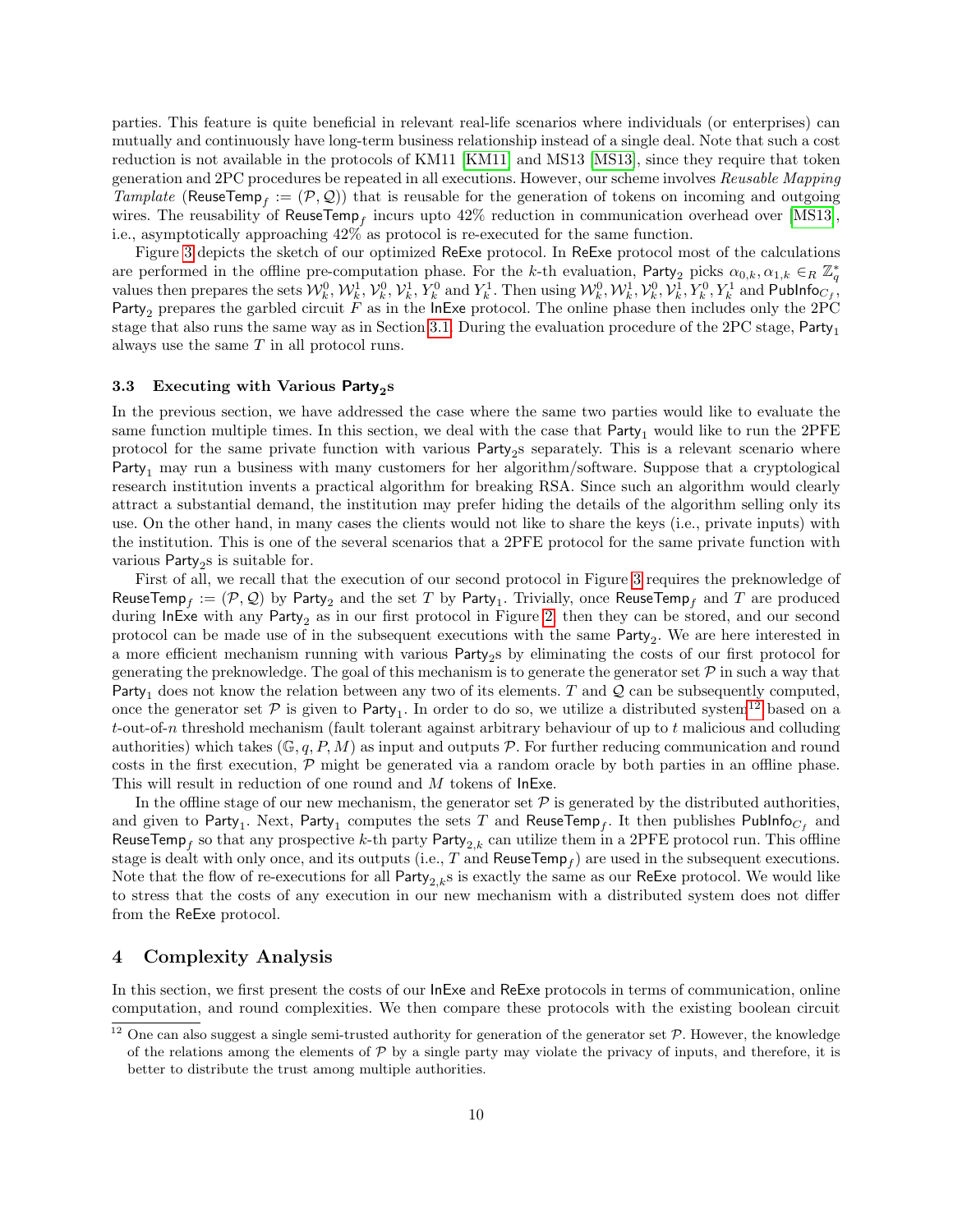parties. This feature is quite beneficial in relevant real-life scenarios where individuals (or enterprises) can mutually and continuously have long-term business relationship instead of a single deal. Note that such a cost reduction is not available in the protocols of KM11 [KM11] and MS13 [MS13], since they require that token generation and 2PC procedures be repeated in all executions. However, our scheme involves *Reusable Mapping Tamplate* ($\mathsf{ReuseTemp}_f := (\mathcal{P}, \mathcal{Q})$) that is reusable for the generation of tokens on incoming and outgoing wires. The reusability of $\mathsf{ReuseTemp}_f$ incurs upto 42% reduction in communication overhead over [MS13], i.e., asymptotically approaching 42% as protocol is re-executed for the same function.

Figure 3 depicts the sketch of our optimized ReExe protocol. In ReExe protocol most of the calculations are performed in the offline pre-computation phase. For the $k$-th evaluation, $\mathsf{Party}_2$ picks $\alpha_{0,k}, \alpha_{1,k} \in_R \mathbb{Z}_q^*$ values then prepares the sets $\mathcal{W}_k^0, \mathcal{W}_k^1, \mathcal{V}_k^0, \mathcal{V}_k^1, Y_k^0$ and $Y_k^1$. Then using $\mathcal{W}_k^0, \mathcal{W}_k^1, \mathcal{V}_k^0, \mathcal{V}_k^1, Y_k^0, Y_k^1$ and $\mathsf{PubInfo}_{C_f}$, $\mathsf{Party}_2$ prepares the garbled circuit $F$ as in the InExe protocol. The online phase then includes only the 2PC stage that also runs the same way as in Section 3.1. During the evaluation procedure of the 2PC stage, $\mathsf{Party}_1$ always use the same $T$ in all protocol runs.

### 3.3 Executing with Various $\mathsf{Party}_2$s

In the previous section, we have addressed the case where the same two parties would like to evaluate the same function multiple times. In this section, we deal with the case that $\mathsf{Party}_1$ would like to run the 2PFE protocol for the same private function with various $\mathsf{Party}_2$s separately. This is a relevant scenario where $\mathsf{Party}_1$ may run a business with many customers for her algorithm/software. Suppose that a cryptological research institution invents a practical algorithm for breaking RSA. Since such an algorithm would clearly attract a substantial demand, the institution may prefer hiding the details of the algorithm selling only its use. On the other hand, in many cases the clients would not like to share the keys (i.e., private inputs) with the institution. This is one of the several scenarios that a 2PFE protocol for the same private function with various $\mathsf{Party}_2$s is suitable for.

First of all, we recall that the execution of our second protocol in Figure 3 requires the preknowledge of $\mathsf{ReuseTemp}_f := (\mathcal{P}, \mathcal{Q})$ by $\mathsf{Party}_2$ and the set $T$ by $\mathsf{Party}_1$. Trivially, once $\mathsf{ReuseTemp}_f$ and $T$ are produced during InExe with any $\mathsf{Party}_2$ as in our first protocol in Figure 2, then they can be stored, and our second protocol can be made use of in the subsequent executions with the same $\mathsf{Party}_2$. We are here interested in a more efficient mechanism running with various $\mathsf{Party}_2$s by eliminating the costs of our first protocol for generating the preknowledge. The goal of this mechanism is to generate the generator set $\mathcal{P}$ in such a way that $\mathsf{Party}_1$ does not know the relation between any two of its elements. $T$ and $\mathcal{Q}$ can be subsequently computed, once the generator set $\mathcal{P}$ is given to $\mathsf{Party}_1$. In order to do so, we utilize a distributed system[12] based on a $t$-out-of-$n$ threshold mechanism (fault tolerant against arbitrary behaviour of up to $t$ malicious and colluding authorities) which takes $(\mathbb{G}, q, P, M)$ as input and outputs $\mathcal{P}$. For further reducing communication and round costs in the first execution, $\mathcal{P}$ might be generated via a random oracle by both parties in an offline phase. This will result in reduction of one round and $M$ tokens of InExe.

In the offline stage of our new mechanism, the generator set $\mathcal{P}$ is generated by the distributed authorities, and given to $\mathsf{Party}_1$. Next, $\mathsf{Party}_1$ computes the sets $T$ and $\mathsf{ReuseTemp}_f$. It then publishes $\mathsf{PubInfo}_{C_f}$ and $\mathsf{ReuseTemp}_f$ so that any prospective $k$-th party $\mathsf{Party}_{2,k}$ can utilize them in a 2PFE protocol run. This offline stage is dealt with only once, and its outputs (i.e., $T$ and $\mathsf{ReuseTemp}_f$) are used in the subsequent executions. Note that the flow of re-executions for all $\mathsf{Party}_{2,k}$s is exactly the same as our ReExe protocol. We would like to stress that the costs of any execution in our new mechanism with a distributed system does not differ from the ReExe protocol.

## 4 Complexity Analysis

In this section, we first present the costs of our InExe and ReExe protocols in terms of communication, online computation, and round complexities. We then compare these protocols with the existing boolean circuit

[12] One can also suggest a single semi-trusted authority for generation of the generator set $\mathcal{P}$. However, the knowledge of the relations among the elements of $\mathcal{P}$ by a single party may violate the privacy of inputs, and therefore, it is better to distribute the trust among multiple authorities.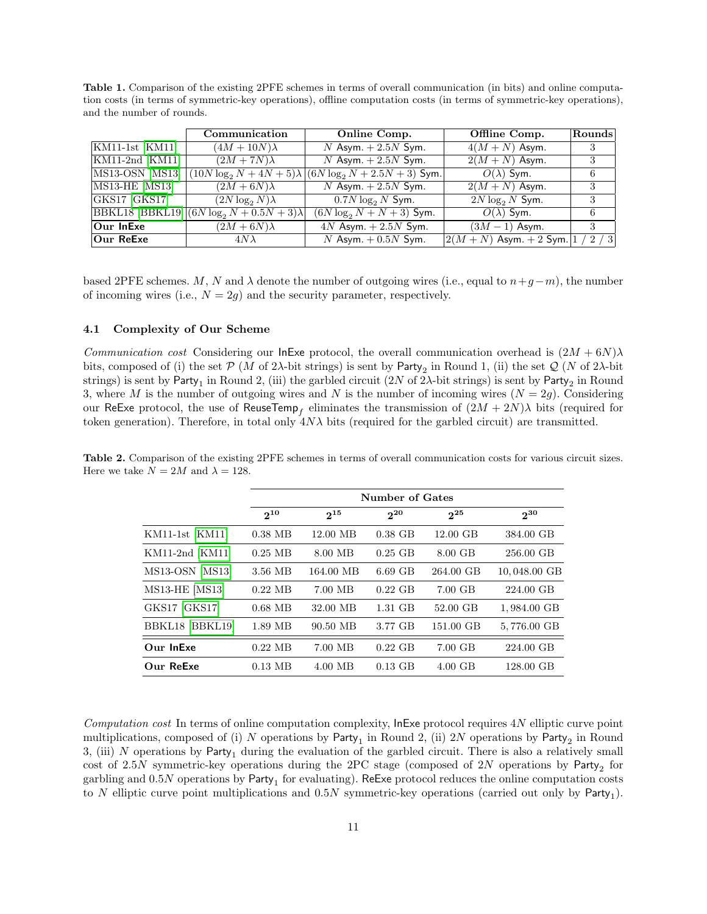**Table 1.** Comparison of the existing 2PFE schemes in terms of overall communication (in bits) and online computation costs (in terms of symmetric-key operations), offline computation costs (in terms of symmetric-key operations), and the number of rounds.

| | Communication | Online Comp. | Offline Comp. | Rounds |
|---|---|---|---|---|
| KM11-1st [KM11] | $(4M+10N)\lambda$ | $N$ Asym. + $2.5N$ Sym. | $4(M+N)$ Asym. | 3 |
| KM11-2nd [KM11] | $(2M+7N)\lambda$ | $N$ Asym. + $2.5N$ Sym. | $2(M+N)$ Asym. | 3 |
| MS13-OSN [MS13] | $(10N\log_2 N+4N+5)\lambda$ | $(6N\log_2 N+2.5N+3)$ Sym. | $O(\lambda)$ Sym. | 6 |
| MS13-HE [MS13] | $(2M+6N)\lambda$ | $N$ Asym. + $2.5N$ Sym. | $2(M+N)$ Asym. | 3 |
| GKS17 [GKS17] | $(2N\log_2 N)\lambda$ | $0.7N\log_2 N$ Sym. | $2N\log_2 N$ Sym. | 3 |
| BBKL18 [BBKL19] | $(6N\log_2 N+0.5N+3)\lambda$ | $(6N\log_2 N+N+3)$ Sym. | $O(\lambda)$ Sym. | 6 |
| **Our InExe** | $(2M+6N)\lambda$ | $4N$ Asym. + $2.5N$ Sym. | $(3M-1)$ Asym. | 3 |
| **Our ReExe** | $4N\lambda$ | $N$ Asym. + $0.5N$ Sym. | $2(M+N)$ Asym. + 2 Sym. | 1 / 2 / 3 |

based 2PFE schemes. $M$, $N$ and $\lambda$ denote the number of outgoing wires (i.e., equal to $n+g-m$), the number of incoming wires (i.e., $N=2g$) and the security parameter, respectively.

### 4.1 Complexity of Our Scheme

*Communication cost* Considering our InExe protocol, the overall communication overhead is $(2M+6N)\lambda$ bits, composed of (i) the set $\mathcal{P}$ ($M$ of $2\lambda$-bit strings) is sent by $\mathsf{Party}_2$ in Round 1, (ii) the set $\mathcal{Q}$ ($N$ of $2\lambda$-bit strings) is sent by $\mathsf{Party}_1$ in Round 2, (iii) the garbled circuit ($2N$ of $2\lambda$-bit strings) is sent by $\mathsf{Party}_2$ in Round 3, where $M$ is the number of outgoing wires and $N$ is the number of incoming wires ($N=2g$). Considering our ReExe protocol, the use of $\mathsf{ReuseTemp}_f$ eliminates the transmission of $(2M+2N)\lambda$ bits (required for token generation). Therefore, in total only $4N\lambda$ bits (required for the garbled circuit) are transmitted.

**Table 2.** Comparison of the existing 2PFE schemes in terms of overall communication costs for various circuit sizes. Here we take $N=2M$ and $\lambda=128$.

| | Number of Gates | | | | |
|---|---|---|---|---|---|
| | $2^{10}$ | $2^{15}$ | $2^{20}$ | $2^{25}$ | $2^{30}$ |
| KM11-1st [KM11] | 0.38 MB | 12.00 MB | 0.38 GB | 12.00 GB | 384.00 GB |
| KM11-2nd [KM11] | 0.25 MB | 8.00 MB | 0.25 GB | 8.00 GB | 256.00 GB |
| MS13-OSN [MS13] | 3.56 MB | 164.00 MB | 6.69 GB | 264.00 GB | 10,048.00 GB |
| MS13-HE [MS13] | 0.22 MB | 7.00 MB | 0.22 GB | 7.00 GB | 224.00 GB |
| GKS17 [GKS17] | 0.68 MB | 32.00 MB | 1.31 GB | 52.00 GB | 1,984.00 GB |
| BBKL18 [BBKL19] | 1.89 MB | 90.50 MB | 3.77 GB | 151.00 GB | 5,776.00 GB |
| **Our InExe** | 0.22 MB | 7.00 MB | 0.22 GB | 7.00 GB | 224.00 GB |
| **Our ReExe** | 0.13 MB | 4.00 MB | 0.13 GB | 4.00 GB | 128.00 GB |

*Computation cost* In terms of online computation complexity, InExe protocol requires $4N$ elliptic curve point multiplications, composed of (i) $N$ operations by $\mathsf{Party}_1$ in Round 2, (ii) $2N$ operations by $\mathsf{Party}_2$ in Round 3, (iii) $N$ operations by $\mathsf{Party}_1$ during the evaluation of the garbled circuit. There is also a relatively small cost of $2.5N$ symmetric-key operations during the 2PC stage (composed of $2N$ operations by $\mathsf{Party}_2$ for garbling and $0.5N$ operations by $\mathsf{Party}_1$ for evaluating). ReExe protocol reduces the online computation costs to $N$ elliptic curve point multiplications and $0.5N$ symmetric-key operations (carried out only by $\mathsf{Party}_1$).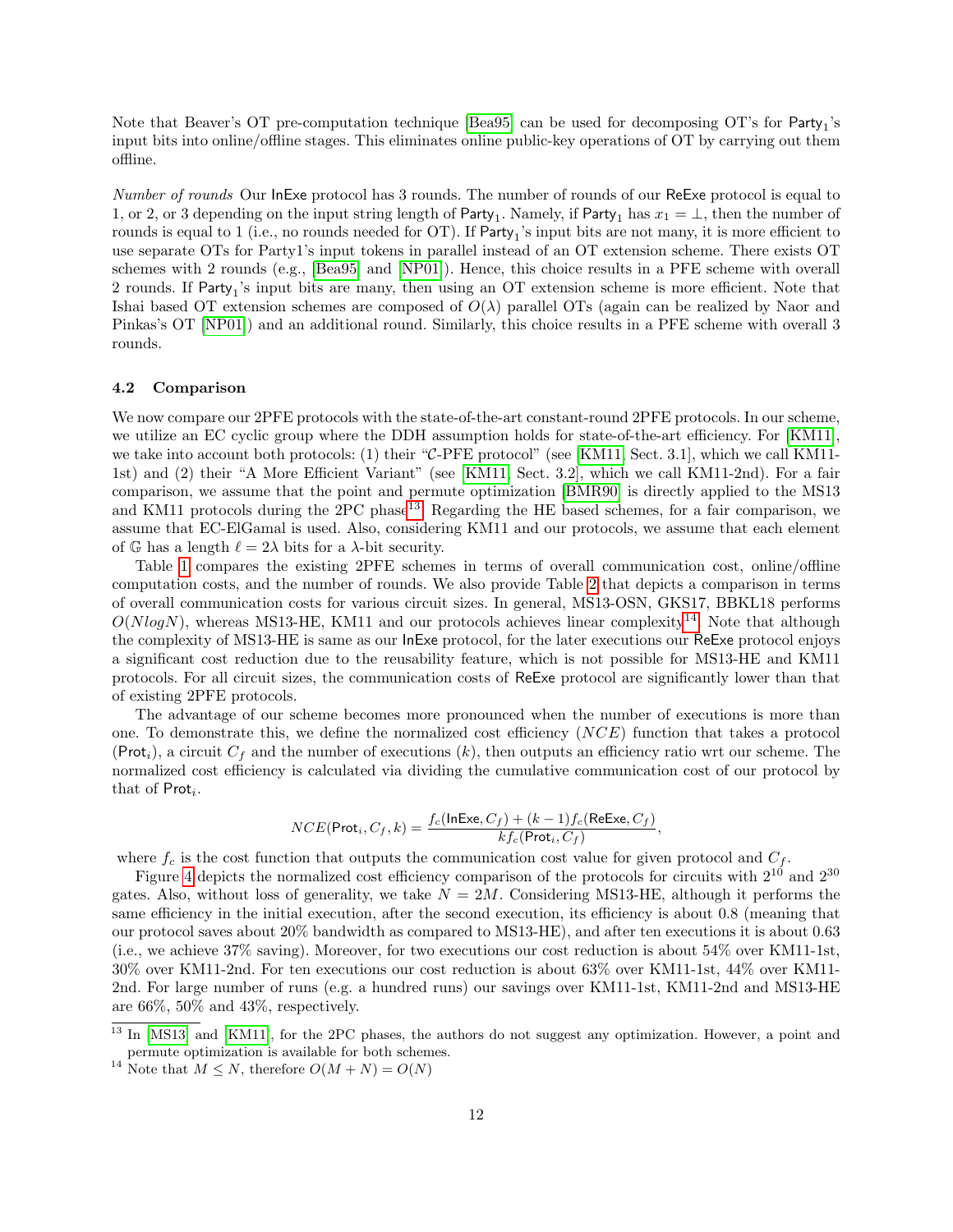Note that Beaver's OT pre-computation technique [Bea95] can be used for decomposing OT's for $\mathsf{Party}_1$'s input bits into online/offline stages. This eliminates online public-key operations of OT by carrying out them offline.

*Number of rounds* Our $\mathsf{InExe}$ protocol has 3 rounds. The number of rounds of our $\mathsf{ReExe}$ protocol is equal to 1, or 2, or 3 depending on the input string length of $\mathsf{Party}_1$. Namely, if $\mathsf{Party}_1$ has $x_1 = \perp$, then the number of rounds is equal to 1 (i.e., no rounds needed for OT). If $\mathsf{Party}_1$'s input bits are not many, it is more efficient to use separate OTs for Party1's input tokens in parallel instead of an OT extension scheme. There exists OT schemes with 2 rounds (e.g., [Bea95] and [NP01]). Hence, this choice results in a PFE scheme with overall 2 rounds. If $\mathsf{Party}_1$'s input bits are many, then using an OT extension scheme is more efficient. Note that Ishai based OT extension schemes are composed of $O(\lambda)$ parallel OTs (again can be realized by Naor and Pinkas's OT [NP01]) and an additional round. Similarly, this choice results in a PFE scheme with overall 3 rounds.

### 4.2 Comparison

We now compare our 2PFE protocols with the state-of-the-art constant-round 2PFE protocols. In our scheme, we utilize an EC cyclic group where the DDH assumption holds for state-of-the-art efficiency. For [KM11], we take into account both protocols: (1) their "$\mathcal{C}$-PFE protocol" (see [KM11, Sect. 3.1], which we call KM11-1st) and (2) their "A More Efficient Variant" (see [KM11, Sect. 3.2], which we call KM11-2nd). For a fair comparison, we assume that the point and permute optimization [BMR90] is directly applied to the MS13 and KM11 protocols during the 2PC phase[13]. Regarding the HE based schemes, for a fair comparison, we assume that EC-ElGamal is used. Also, considering KM11 and our protocols, we assume that each element of $\mathbb{G}$ has a length $\ell = 2\lambda$ bits for a $\lambda$-bit security.

Table 1 compares the existing 2PFE schemes in terms of overall communication cost, online/offline computation costs, and the number of rounds. We also provide Table 2 that depicts a comparison in terms of overall communication costs for various circuit sizes. In general, MS13-OSN, GKS17, BBKL18 performs $O(NlogN)$, whereas MS13-HE, KM11 and our protocols achieves linear complexity[14]. Note that although the complexity of MS13-HE is same as our $\mathsf{InExe}$ protocol, for the later executions our $\mathsf{ReExe}$ protocol enjoys a significant cost reduction due to the reusability feature, which is not possible for MS13-HE and KM11 protocols. For all circuit sizes, the communication costs of $\mathsf{ReExe}$ protocol are significantly lower than that of existing 2PFE protocols.

The advantage of our scheme becomes more pronounced when the number of executions is more than one. To demonstrate this, we define the normalized cost efficiency ($NCE$) function that takes a protocol ($\mathsf{Prot}_i$), a circuit $C_f$ and the number of executions ($k$), then outputs an efficiency ratio wrt our scheme. The normalized cost efficiency is calculated via dividing the cumulative communication cost of our protocol by that of $\mathsf{Prot}_i$.

$$NCE(\mathsf{Prot}_i, C_f, k) = \frac{f_c(\mathsf{InExe}, C_f) + (k-1)f_c(\mathsf{ReExe}, C_f)}{k f_c(\mathsf{Prot}_i, C_f)},$$

where $f_c$ is the cost function that outputs the communication cost value for given protocol and $C_f$.

Figure 4 depicts the normalized cost efficiency comparison of the protocols for circuits with $2^{10}$ and $2^{30}$ gates. Also, without loss of generality, we take $N = 2M$. Considering MS13-HE, although it performs the same efficiency in the initial execution, after the second execution, its efficiency is about 0.8 (meaning that our protocol saves about 20% bandwidth as compared to MS13-HE), and after ten executions it is about 0.63 (i.e., we achieve 37% saving). Moreover, for two executions our cost reduction is about 54% over KM11-1st, 30% over KM11-2nd. For ten executions our cost reduction is about 63% over KM11-1st, 44% over KM11-2nd. For large number of runs (e.g. a hundred runs) our savings over KM11-1st, KM11-2nd and MS13-HE are 66%, 50% and 43%, respectively.

---

[13] In [MS13] and [KM11], for the 2PC phases, the authors do not suggest any optimization. However, a point and permute optimization is available for both schemes.

[14] Note that $M \le N$, therefore $O(M + N) = O(N)$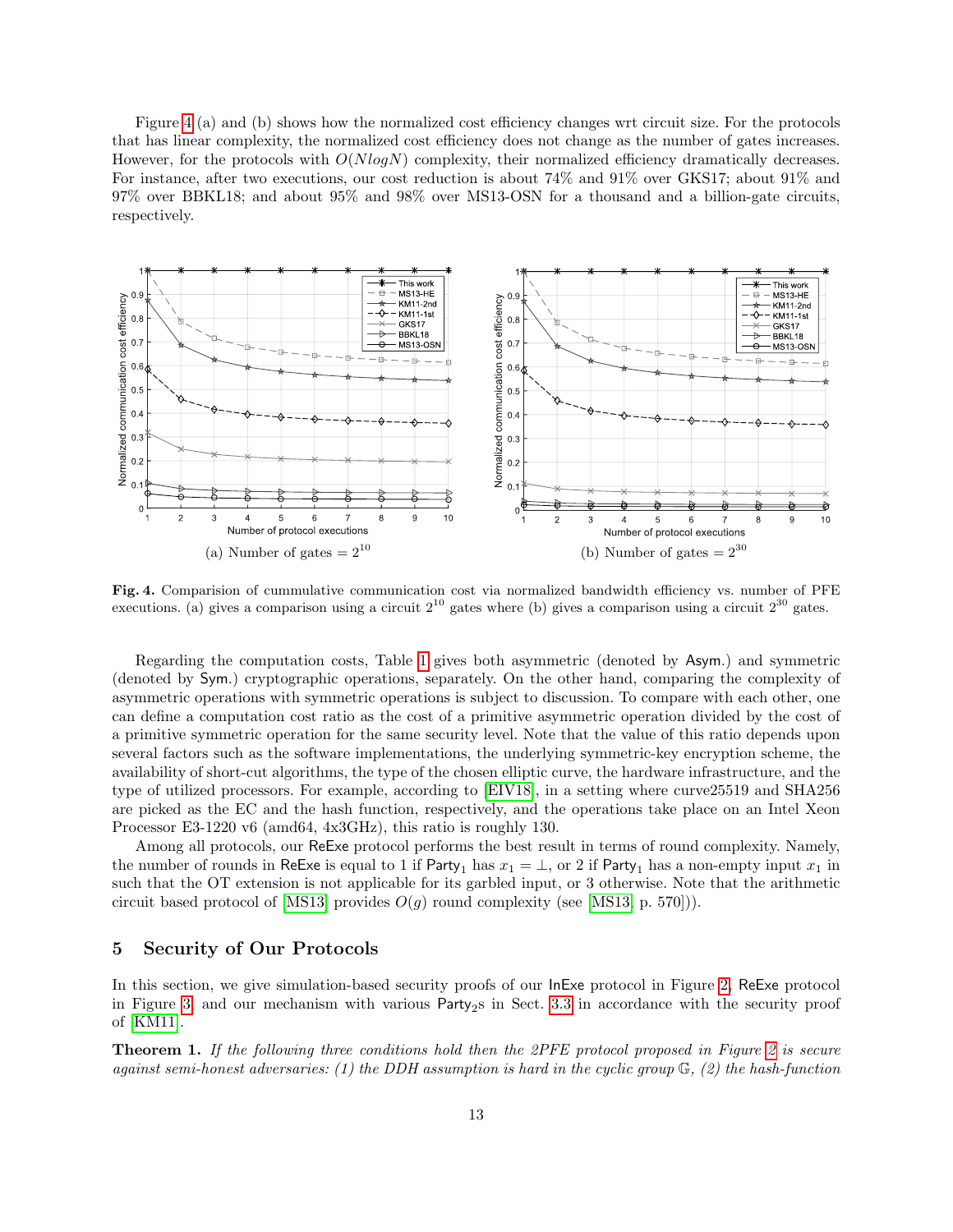Figure 4 (a) and (b) shows how the normalized cost efficiency changes wrt circuit size. For the protocols that has linear complexity, the normalized cost efficiency does not change as the number of gates increases. However, for the protocols with $O(NlogN)$ complexity, their normalized efficiency dramatically decreases. For instance, after two executions, our cost reduction is about 74% and 91% over GKS17; about 91% and 97% over BBKL18; and about 95% and 98% over MS13-OSN for a thousand and a billion-gate circuits, respectively.

(a) Number of gates = $2^{10}$

(b) Number of gates = $2^{30}$

**Fig. 4.** Comparision of cummulative communication cost via normalized bandwidth efficiency vs. number of PFE executions. (a) gives a comparison using a circuit $2^{10}$ gates where (b) gives a comparison using a circuit $2^{30}$ gates.

Regarding the computation costs, Table 1 gives both asymmetric (denoted by Asym.) and symmetric (denoted by Sym.) cryptographic operations, separately. On the other hand, comparing the complexity of asymmetric operations with symmetric operations is subject to discussion. To compare with each other, one can define a computation cost ratio as the cost of a primitive asymmetric operation divided by the cost of a primitive symmetric operation for the same security level. Note that the value of this ratio depends upon several factors such as the software implementations, the underlying symmetric-key encryption scheme, the availability of short-cut algorithms, the type of the chosen elliptic curve, the hardware infrastructure, and the type of utilized processors. For example, according to [EIV18], in a setting where curve25519 and SHA256 are picked as the EC and the hash function, respectively, and the operations take place on an Intel Xeon Processor E3-1220 v6 (amd64, 4x3GHz), this ratio is roughly 130.

Among all protocols, our ReExe protocol performs the best result in terms of round complexity. Namely, the number of rounds in ReExe is equal to 1 if $\mathsf{Party}_1$ has $x_1 = \perp$, or 2 if $\mathsf{Party}_1$ has a non-empty input $x_1$ in such that the OT extension is not applicable for its garbled input, or 3 otherwise. Note that the arithmetic circuit based protocol of [MS13] provides $O(g)$ round complexity (see [MS13, p. 570])).

## 5 Security of Our Protocols

In this section, we give simulation-based security proofs of our InExe protocol in Figure 2, ReExe protocol in Figure 3, and our mechanism with various $\mathsf{Party}_2$s in Sect. 3.3 in accordance with the security proof of [KM11].

**Theorem 1.** *If the following three conditions hold then the 2PFE protocol proposed in Figure 2 is secure against semi-honest adversaries: (1) the DDH assumption is hard in the cyclic group $\mathbb{G}$, (2) the hash-function*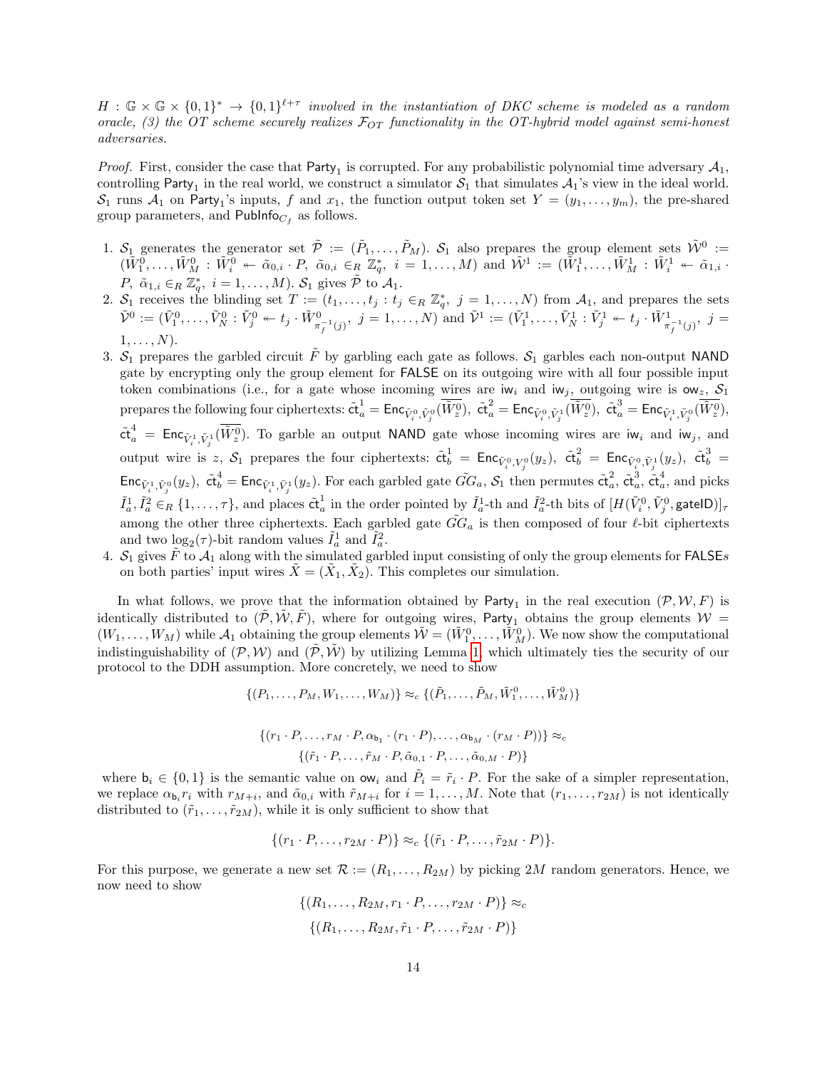$H : \mathbb{G} \times \mathbb{G} \times \{0,1\}^* \rightarrow \{0,1\}^{\ell+\tau}$ *involved in the instantiation of DKC scheme is modeled as a random oracle, (3) the OT scheme securely realizes* $\mathcal{F}_{OT}$ *functionality in the OT-hybrid model against semi-honest adversaries.*

*Proof.* First, consider the case that $\mathsf{Party}_1$ is corrupted. For any probabilistic polynomial time adversary $\mathcal{A}_1$, controlling $\mathsf{Party}_1$ in the real world, we construct a simulator $\mathcal{S}_1$ that simulates $\mathcal{A}_1$'s view in the ideal world. $\mathcal{S}_1$ runs $\mathcal{A}_1$ on $\mathsf{Party}_1$'s inputs, $f$ and $x_1$, the function output token set $Y = (y_1, \ldots, y_m)$, the pre-shared group parameters, and $\mathsf{PubInfo}_{C_f}$ as follows.

1. $\mathcal{S}_1$ generates the generator set $\tilde{\mathcal{P}} := (\tilde{P}_1, \ldots, \tilde{P}_M)$. $\mathcal{S}_1$ also prepares the group element sets $\tilde{\mathcal{W}}^0 := (\tilde{W}_1^0, \ldots, \tilde{W}_M^0 : \tilde{W}_i^0 \twoheadleftarrow \tilde{\alpha}_{0,i} \cdot P,\ \tilde{\alpha}_{0,i} \in_R \mathbb{Z}_q^*,\ i = 1, \ldots, M)$ and $\tilde{\mathcal{W}}^1 := (\tilde{W}_1^1, \ldots, \tilde{W}_M^1 : \tilde{W}_i^1 \twoheadleftarrow \tilde{\alpha}_{1,i} \cdot P,\ \tilde{\alpha}_{1,i} \in_R \mathbb{Z}_q^*,\ i = 1, \ldots, M)$. $\mathcal{S}_1$ gives $\tilde{\mathcal{P}}$ to $\mathcal{A}_1$.
2. $\mathcal{S}_1$ receives the blinding set $T := (t_1, \ldots, t_j : t_j \in_R \mathbb{Z}_q^*,\ j = 1, \ldots, N)$ from $\mathcal{A}_1$, and prepares the sets $\tilde{\mathcal{V}}^0 := (\tilde{V}_1^0, \ldots, \tilde{V}_N^0 : \tilde{V}_j^0 \twoheadleftarrow t_j \cdot \tilde{W}^0_{\pi_f^{-1}(j)},\ j = 1, \ldots, N)$ and $\tilde{\mathcal{V}}^1 := (\tilde{V}_1^1, \ldots, \tilde{V}_N^1 : \tilde{V}_j^1 \twoheadleftarrow t_j \cdot \tilde{W}^1_{\pi_f^{-1}(j)},\ j = 1, \ldots, N)$.
3. $\mathcal{S}_1$ prepares the garbled circuit $\tilde{F}$ by garbling each gate as follows. $\mathcal{S}_1$ garbles each non-output $\mathsf{NAND}$ gate by encrypting only the group element for $\mathsf{FALSE}$ on its outgoing wire with all four possible input token combinations (i.e., for a gate whose incoming wires are $\mathsf{iw}_i$ and $\mathsf{iw}_j$, outgoing wire is $\mathsf{ow}_z$, $\mathcal{S}_1$ prepares the following four ciphertexts: $\tilde{\mathsf{ct}}_a^1 = \mathsf{Enc}_{\tilde{V}_i^0, \tilde{V}_j^0}(\overline{\tilde{W}_z^0})$, $\tilde{\mathsf{ct}}_a^2 = \mathsf{Enc}_{\tilde{V}_i^0, \tilde{V}_j^1}(\overline{\tilde{W}_z^0})$, $\tilde{\mathsf{ct}}_a^3 = \mathsf{Enc}_{\tilde{V}_i^1, \tilde{V}_j^0}(\overline{\tilde{W}_z^0})$, $\tilde{\mathsf{ct}}_a^4 = \mathsf{Enc}_{\tilde{V}_i^1, \tilde{V}_j^1}(\overline{\tilde{W}_z^0})$. To garble an output $\mathsf{NAND}$ gate whose incoming wires are $\mathsf{iw}_i$ and $\mathsf{iw}_j$, and output wire is $z$, $\mathcal{S}_1$ prepares the four ciphertexts: $\tilde{\mathsf{ct}}_b^1 = \mathsf{Enc}_{\tilde{V}_i^0, V_j^0}(y_z)$, $\tilde{\mathsf{ct}}_b^2 = \mathsf{Enc}_{\tilde{V}_i^0, \tilde{V}_j^1}(y_z)$, $\tilde{\mathsf{ct}}_b^3 = \mathsf{Enc}_{\tilde{V}_i^1, \tilde{V}_j^0}(y_z)$, $\tilde{\mathsf{ct}}_b^4 = \mathsf{Enc}_{\tilde{V}_i^1, \tilde{V}_j^1}(y_z)$. For each garbled gate $\tilde{GG}_a$, $\mathcal{S}_1$ then permutes $\tilde{\mathsf{ct}}_a^2$, $\tilde{\mathsf{ct}}_a^3$, $\tilde{\mathsf{ct}}_a^4$, and picks $\tilde{I}_a^1, \tilde{I}_a^2 \in_R \{1, \ldots, \tau\}$, and places $\tilde{\mathsf{ct}}_a^1$ in the order pointed by $\tilde{I}_a^1$-th and $\tilde{I}_a^2$-th bits of $[H(\tilde{V}_i^0, \tilde{V}_j^0, \mathsf{gateID})]_\tau$ among the other three ciphertexts. Each garbled gate $\tilde{GG}_a$ is then composed of four $\ell$-bit ciphertexts and two $\log_2(\tau)$-bit random values $\tilde{I}_a^1$ and $\tilde{I}_a^2$.
4. $\mathcal{S}_1$ gives $\tilde{F}$ to $\mathcal{A}_1$ along with the simulated garbled input consisting of only the group elements for $\mathsf{FALSE}s$ on both parties' input wires $\tilde{X} = (\tilde{X}_1, \tilde{X}_2)$. This completes our simulation.

In what follows, we prove that the information obtained by $\mathsf{Party}_1$ in the real execution $(\mathcal{P}, \mathcal{W}, F)$ is identically distributed to $(\tilde{\mathcal{P}}, \tilde{\mathcal{W}}, \tilde{F})$, where for outgoing wires, $\mathsf{Party}_1$ obtains the group elements $\mathcal{W} = (W_1, \ldots, W_M)$ while $\mathcal{A}_1$ obtaining the group elements $\tilde{\mathcal{W}} = (\tilde{W}_1^0, \ldots, \tilde{W}_M^0)$. We now show the computational indistinguishability of $(\mathcal{P}, \mathcal{W})$ and $(\tilde{\mathcal{P}}, \tilde{\mathcal{W}})$ by utilizing Lemma 1, which ultimately ties the security of our protocol to the DDH assumption. More concretely, we need to show

$$\{(P_1, \ldots, P_M, W_1, \ldots, W_M)\} \approx_c \{(\tilde{P}_1, \ldots, \tilde{P}_M, \tilde{W}_1^0, \ldots, \tilde{W}_M^0)\}$$

$$\{(r_1 \cdot P, \ldots, r_M \cdot P, \alpha_{\mathsf{b}_1} \cdot (r_1 \cdot P), \ldots, \alpha_{\mathsf{b}_M} \cdot (r_M \cdot P))\} \approx_c \{(\tilde{r}_1 \cdot P, \ldots, \tilde{r}_M \cdot P, \tilde{\alpha}_{0,1} \cdot P, \ldots, \tilde{\alpha}_{0,M} \cdot P)\}$$

where $\mathsf{b}_i \in \{0,1\}$ is the semantic value on $\mathsf{ow}_i$ and $\tilde{P}_i = \tilde{r}_i \cdot P$. For the sake of a simpler representation, we replace $\alpha_{\mathsf{b}_i} r_i$ with $r_{M+i}$, and $\tilde{\alpha}_{0,i}$ with $\tilde{r}_{M+i}$ for $i = 1, \ldots, M$. Note that $(r_1, \ldots, r_{2M})$ is not identically distributed to $(\tilde{r}_1, \ldots, \tilde{r}_{2M})$, while it is only sufficient to show that

$$\{(r_1 \cdot P, \ldots, r_{2M} \cdot P)\} \approx_c \{(\tilde{r}_1 \cdot P, \ldots, \tilde{r}_{2M} \cdot P)\}.$$

For this purpose, we generate a new set $\mathcal{R} := (R_1, \ldots, R_{2M})$ by picking $2M$ random generators. Hence, we now need to show

$$\{(R_1, \ldots, R_{2M}, r_1 \cdot P, \ldots, r_{2M} \cdot P)\} \approx_c \{(R_1, \ldots, R_{2M}, \tilde{r}_1 \cdot P, \ldots, \tilde{r}_{2M} \cdot P)\}$$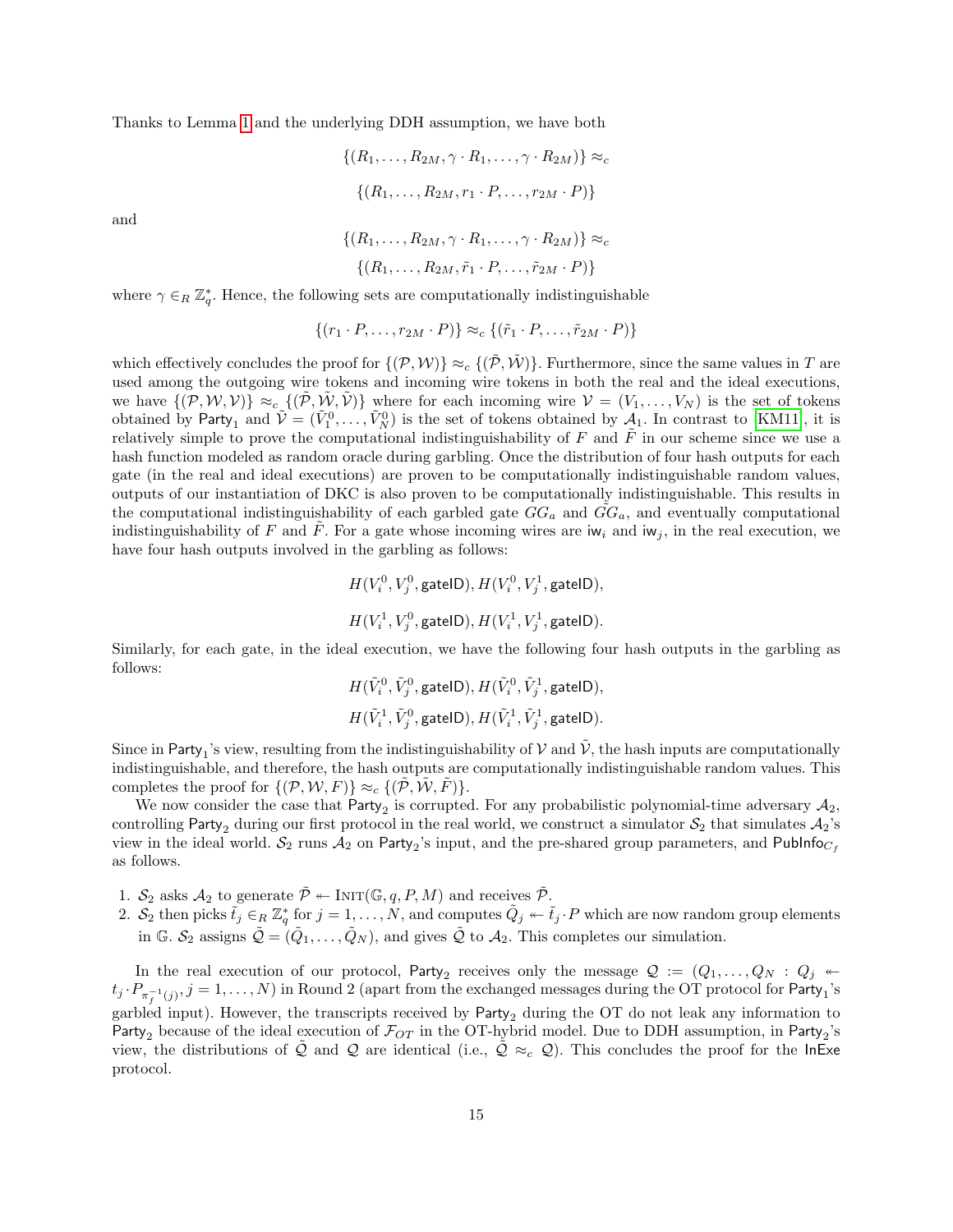Thanks to Lemma 1 and the underlying DDH assumption, we have both

$$\{(R_1, \ldots, R_{2M}, \gamma \cdot R_1, \ldots, \gamma \cdot R_{2M})\} \approx_c$$
$$\{(R_1, \ldots, R_{2M}, r_1 \cdot P, \ldots, r_{2M} \cdot P)\}$$

and

$$\{(R_1, \ldots, R_{2M}, \gamma \cdot R_1, \ldots, \gamma \cdot R_{2M})\} \approx_c$$
$$\{(R_1, \ldots, R_{2M}, \tilde{r}_1 \cdot P, \ldots, \tilde{r}_{2M} \cdot P)\}$$

where $\gamma \in_R \mathbb{Z}_q^*$. Hence, the following sets are computationally indistinguishable

$$\{(r_1 \cdot P, \ldots, r_{2M} \cdot P)\} \approx_c \{(\tilde{r}_1 \cdot P, \ldots, \tilde{r}_{2M} \cdot P)\}$$

which effectively concludes the proof for $\{(\mathcal{P}, \mathcal{W})\} \approx_c \{(\tilde{\mathcal{P}}, \tilde{\mathcal{W}})\}$. Furthermore, since the same values in $T$ are used among the outgoing wire tokens and incoming wire tokens in both the real and the ideal executions, we have $\{(\mathcal{P}, \mathcal{W}, \mathcal{V})\} \approx_c \{(\tilde{\mathcal{P}}, \tilde{\mathcal{W}}, \tilde{\mathcal{V}})\}$ where for each incoming wire $\mathcal{V} = (V_1, \ldots, V_N)$ is the set of tokens obtained by $\mathsf{Party}_1$ and $\tilde{\mathcal{V}} = (\tilde{V}_1^0, \ldots, \tilde{V}_N^0)$ is the set of tokens obtained by $\mathcal{A}_1$. In contrast to [KM11], it is relatively simple to prove the computational indistinguishability of $F$ and $\tilde{F}$ in our scheme since we use a hash function modeled as random oracle during garbling. Once the distribution of four hash outputs for each gate (in the real and ideal executions) are proven to be computationally indistinguishable random values, outputs of our instantiation of DKC is also proven to be computationally indistinguishable. This results in the computational indistinguishability of each garbled gate $GG_a$ and $\tilde{GG}_a$, and eventually computational indistinguishability of $F$ and $\tilde{F}$. For a gate whose incoming wires are $\mathsf{iw}_i$ and $\mathsf{iw}_j$, in the real execution, we have four hash outputs involved in the garbling as follows:

$$H(V_i^0, V_j^0, \mathsf{gateID}), H(V_i^0, V_j^1, \mathsf{gateID}),$$
$$H(V_i^1, V_j^0, \mathsf{gateID}), H(V_i^1, V_j^1, \mathsf{gateID}).$$

Similarly, for each gate, in the ideal execution, we have the following four hash outputs in the garbling as follows:

$$H(\tilde{V}_i^0, \tilde{V}_j^0, \mathsf{gateID}), H(\tilde{V}_i^0, \tilde{V}_j^1, \mathsf{gateID}),$$
$$H(\tilde{V}_i^1, \tilde{V}_j^0, \mathsf{gateID}), H(\tilde{V}_i^1, \tilde{V}_j^1, \mathsf{gateID}).$$

Since in $\mathsf{Party}_1$'s view, resulting from the indistinguishability of $\mathcal{V}$ and $\tilde{\mathcal{V}}$, the hash inputs are computationally indistinguishable, and therefore, the hash outputs are computationally indistinguishable random values. This completes the proof for $\{(\mathcal{P}, \mathcal{W}, F)\} \approx_c \{(\tilde{\mathcal{P}}, \tilde{\mathcal{W}}, \tilde{F})\}$.

We now consider the case that $\mathsf{Party}_2$ is corrupted. For any probabilistic polynomial-time adversary $\mathcal{A}_2$, controlling $\mathsf{Party}_2$ during our first protocol in the real world, we construct a simulator $\mathcal{S}_2$ that simulates $\mathcal{A}_2$'s view in the ideal world. $\mathcal{S}_2$ runs $\mathcal{A}_2$ on $\mathsf{Party}_2$'s input, and the pre-shared group parameters, and $\mathsf{PubInfo}_{C_f}$ as follows.

1. $\mathcal{S}_2$ asks $\mathcal{A}_2$ to generate $\tilde{\mathcal{P}} \twoheadleftarrow \text{Init}(\mathbb{G}, q, P, M)$ and receives $\tilde{\mathcal{P}}$.
2. $\mathcal{S}_2$ then picks $\tilde{t}_j \in_R \mathbb{Z}_q^*$ for $j = 1, \ldots, N$, and computes $\tilde{Q}_j \twoheadleftarrow \tilde{t}_j \cdot P$ which are now random group elements in $\mathbb{G}$. $\mathcal{S}_2$ assigns $\tilde{\mathcal{Q}} = (\tilde{Q}_1, \ldots, \tilde{Q}_N)$, and gives $\tilde{\mathcal{Q}}$ to $\mathcal{A}_2$. This completes our simulation.

In the real execution of our protocol, $\mathsf{Party}_2$ receives only the message $\mathcal{Q} := (Q_1, \ldots, Q_N : Q_j \twoheadleftarrow t_j \cdot P_{\pi_f^{-1}(j)}, j = 1, \ldots, N)$ in Round 2 (apart from the exchanged messages during the OT protocol for $\mathsf{Party}_1$'s garbled input). However, the transcripts received by $\mathsf{Party}_2$ during the OT do not leak any information to $\mathsf{Party}_2$ because of the ideal execution of $\mathcal{F}_{OT}$ in the OT-hybrid model. Due to DDH assumption, in $\mathsf{Party}_2$'s view, the distributions of $\tilde{\mathcal{Q}}$ and $\mathcal{Q}$ are identical (i.e., $\tilde{\mathcal{Q}} \approx_c \mathcal{Q}$). This concludes the proof for the $\mathsf{InExe}$ protocol.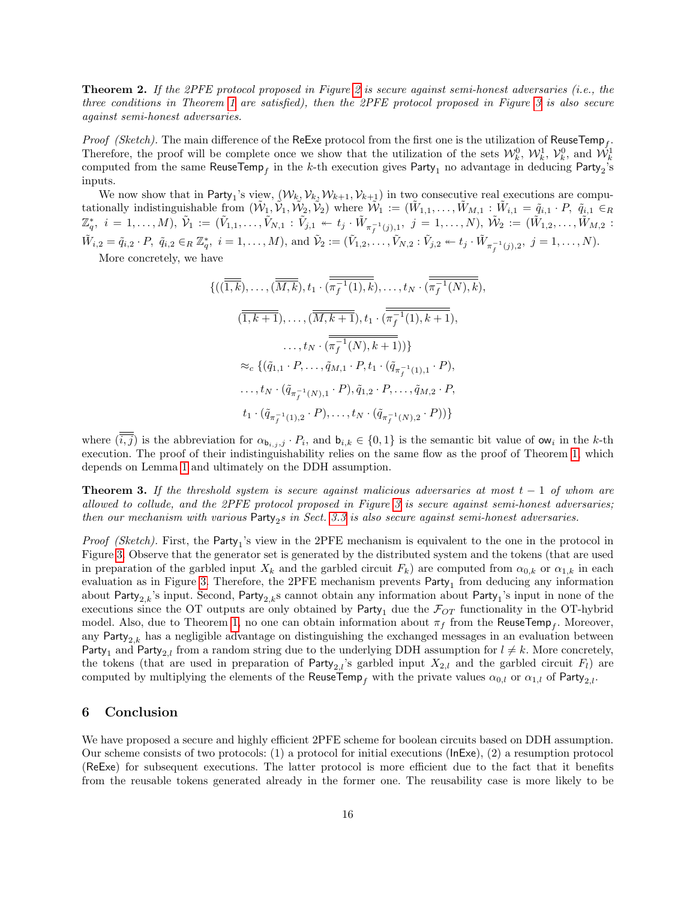**Theorem 2.** *If the 2PFE protocol proposed in Figure 2 is secure against semi-honest adversaries (i.e., the three conditions in Theorem 1 are satisfied), then the 2PFE protocol proposed in Figure 3 is also secure against semi-honest adversaries.*

*Proof (Sketch).* The main difference of the ReExe protocol from the first one is the utilization of $\mathsf{ReuseTemp}_f$. Therefore, the proof will be complete once we show that the utilization of the sets $\mathcal{W}_k^0$, $\mathcal{W}_k^1$, $\mathcal{V}_k^0$, and $\mathcal{W}_k^1$ computed from the same $\mathsf{ReuseTemp}_f$ in the $k$-th execution gives $\mathsf{Party}_1$ no advantage in deducing $\mathsf{Party}_2$'s inputs.

We now show that in $\mathsf{Party}_1$'s view, $(\mathcal{W}_k, \mathcal{V}_k, \mathcal{W}_{k+1}, \mathcal{V}_{k+1})$ in two consecutive real executions are computationally indistinguishable from $(\tilde{\mathcal{W}}_1, \tilde{\mathcal{V}}_1, \tilde{\mathcal{W}}_2, \tilde{\mathcal{V}}_2)$ where $\tilde{\mathcal{W}}_1 := (\tilde{W}_{1,1}, \ldots, \tilde{W}_{M,1} : \tilde{W}_{i,1} = \tilde{q}_{i,1} \cdot P,\ \tilde{q}_{i,1} \in_R \mathbb{Z}_q^*,\ i = 1, \ldots, M)$, $\tilde{\mathcal{V}}_1 := (\tilde{V}_{1,1}, \ldots, \tilde{V}_{N,1} : \tilde{V}_{j,1} \leftarrow t_j \cdot \tilde{W}_{\pi_f^{-1}(j),1},\ j = 1, \ldots, N)$, $\tilde{\mathcal{W}}_2 := (\tilde{W}_{1,2}, \ldots, \tilde{W}_{M,2} : \tilde{W}_{i,2} = \tilde{q}_{i,2} \cdot P,\ \tilde{q}_{i,2} \in_R \mathbb{Z}_q^*,\ i = 1, \ldots, M)$, and $\tilde{\mathcal{V}}_2 := (\tilde{V}_{1,2}, \ldots, \tilde{V}_{N,2} : \tilde{V}_{j,2} \leftarrow t_j \cdot \tilde{W}_{\pi_f^{-1}(j),2},\ j = 1, \ldots, N)$.

More concretely, we have

$$
\begin{aligned}
&\{((\overline{\overline{1,k}}), \ldots, (\overline{\overline{M,k}}), t_1 \cdot (\overline{\overline{\pi_f^{-1}(1),k}}), \ldots, t_N \cdot (\overline{\overline{\pi_f^{-1}(N),k}}),\\
&(\overline{\overline{1,k+1}}), \ldots, (\overline{\overline{M,k+1}}), t_1 \cdot (\overline{\overline{\pi_f^{-1}(1),k+1}}),\\
&\ldots, t_N \cdot (\overline{\overline{\pi_f^{-1}(N),k+1}}))\}\\
&\approx_c \{(\tilde{q}_{1,1} \cdot P, \ldots, \tilde{q}_{M,1} \cdot P, t_1 \cdot (\tilde{q}_{\pi_f^{-1}(1),1} \cdot P),\\
&\ldots, t_N \cdot (\tilde{q}_{\pi_f^{-1}(N),1} \cdot P), \tilde{q}_{1,2} \cdot P, \ldots, \tilde{q}_{M,2} \cdot P,\\
&t_1 \cdot (\tilde{q}_{\pi_f^{-1}(1),2} \cdot P), \ldots, t_N \cdot (\tilde{q}_{\pi_f^{-1}(N),2} \cdot P))\}
\end{aligned}
$$

where $(\overline{\overline{i,j}})$ is the abbreviation for $\alpha_{\mathsf{b}_{i,j},j} \cdot P_i$, and $\mathsf{b}_{i,k} \in \{0,1\}$ is the semantic bit value of $\mathsf{ow}_i$ in the $k$-th execution. The proof of their indistinguishability relies on the same flow as the proof of Theorem 1, which depends on Lemma 1 and ultimately on the DDH assumption.

**Theorem 3.** *If the threshold system is secure against malicious adversaries at most $t-1$ of whom are allowed to collude, and the 2PFE protocol proposed in Figure 3 is secure against semi-honest adversaries; then our mechanism with various $\mathsf{Party}_2$s in Sect. 3.3 is also secure against semi-honest adversaries.*

*Proof (Sketch).* First, the $\mathsf{Party}_1$'s view in the 2PFE mechanism is equivalent to the one in the protocol in Figure 3. Observe that the generator set is generated by the distributed system and the tokens (that are used in preparation of the garbled input $X_k$ and the garbled circuit $F_k$) are computed from $\alpha_{0,k}$ or $\alpha_{1,k}$ in each evaluation as in Figure 3. Therefore, the 2PFE mechanism prevents $\mathsf{Party}_1$ from deducing any information about $\mathsf{Party}_{2,k}$'s input. Second, $\mathsf{Party}_{2,k}$s cannot obtain any information about $\mathsf{Party}_1$'s input in none of the executions since the OT outputs are only obtained by $\mathsf{Party}_1$ due the $\mathcal{F}_{OT}$ functionality in the OT-hybrid model. Also, due to Theorem 1, no one can obtain information about $\pi_f$ from the $\mathsf{ReuseTemp}_f$. Moreover, any $\mathsf{Party}_{2,k}$ has a negligible advantage on distinguishing the exchanged messages in an evaluation between $\mathsf{Party}_1$ and $\mathsf{Party}_{2,l}$ from a random string due to the underlying DDH assumption for $l \neq k$. More concretely, the tokens (that are used in preparation of $\mathsf{Party}_{2,l}$'s garbled input $X_{2,l}$ and the garbled circuit $F_l$) are computed by multiplying the elements of the $\mathsf{ReuseTemp}_f$ with the private values $\alpha_{0,l}$ or $\alpha_{1,l}$ of $\mathsf{Party}_{2,l}$.

## 6 Conclusion

We have proposed a secure and highly efficient 2PFE scheme for boolean circuits based on DDH assumption. Our scheme consists of two protocols: (1) a protocol for initial executions (InExe), (2) a resumption protocol (ReExe) for subsequent executions. The latter protocol is more efficient due to the fact that it benefits from the reusable tokens generated already in the former one. The reusability case is more likely to be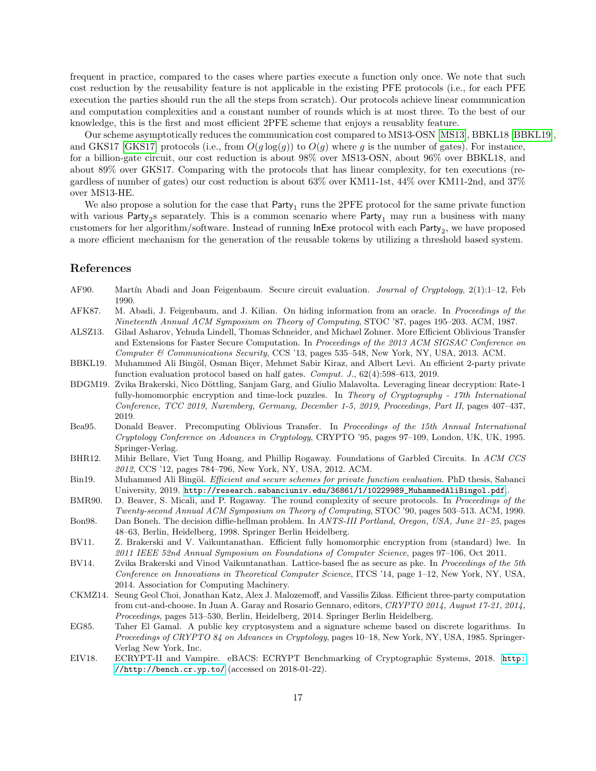frequent in practice, compared to the cases where parties execute a function only once. We note that such cost reduction by the reusability feature is not applicable in the existing PFE protocols (i.e., for each PFE execution the parties should run the all the steps from scratch). Our protocols achieve linear communication and computation complexities and a constant number of rounds which is at most three. To the best of our knowledge, this is the first and most efficient 2PFE scheme that enjoys a reusablity feature.

Our scheme asymptotically reduces the communication cost compared to MS13-OSN [MS13], BBKL18 [BBKL19], and GKS17 [GKS17] protocols (i.e., from $O(g \log(g))$ to $O(g)$ where $g$ is the number of gates). For instance, for a billion-gate circuit, our cost reduction is about 98% over MS13-OSN, about 96% over BBKL18, and about 89% over GKS17. Comparing with the protocols that has linear complexity, for ten executions (regardless of number of gates) our cost reduction is about 63% over KM11-1st, 44% over KM11-2nd, and 37% over MS13-HE.

We also propose a solution for the case that $\mathsf{Party}_1$ runs the 2PFE protocol for the same private function with various $\mathsf{Party}_2$s separately. This is a common scenario where $\mathsf{Party}_1$ may run a business with many customers for her algorithm/software. Instead of running InExe protocol with each $\mathsf{Party}_2$, we have proposed a more efficient mechanism for the generation of the reusable tokens by utilizing a threshold based system.

## References

AF90. Martín Abadi and Joan Feigenbaum. Secure circuit evaluation. *Journal of Cryptology*, 2(1):1–12, Feb 1990.

AFK87. M. Abadi, J. Feigenbaum, and J. Kilian. On hiding information from an oracle. In *Proceedings of the Nineteenth Annual ACM Symposium on Theory of Computing*, STOC '87, pages 195–203. ACM, 1987.

ALSZ13. Gilad Asharov, Yehuda Lindell, Thomas Schneider, and Michael Zohner. More Efficient Oblivious Transfer and Extensions for Faster Secure Computation. In *Proceedings of the 2013 ACM SIGSAC Conference on Computer & Communications Security*, CCS '13, pages 535–548, New York, NY, USA, 2013. ACM.

BBKL19. Muhammed Ali Bingöl, Osman Biçer, Mehmet Sabir Kiraz, and Albert Levi. An efficient 2-party private function evaluation protocol based on half gates. *Comput. J.*, 62(4):598–613, 2019.

BDGM19. Zvika Brakerski, Nico Döttling, Sanjam Garg, and Giulio Malavolta. Leveraging linear decryption: Rate-1 fully-homomorphic encryption and time-lock puzzles. In *Theory of Cryptography - 17th International Conference, TCC 2019, Nuremberg, Germany, December 1-5, 2019, Proceedings, Part II*, pages 407–437, 2019.

Bea95. Donald Beaver. Precomputing Oblivious Transfer. In *Proceedings of the 15th Annual International Cryptology Conference on Advances in Cryptology*, CRYPTO '95, pages 97–109, London, UK, UK, 1995. Springer-Verlag.

BHR12. Mihir Bellare, Viet Tung Hoang, and Phillip Rogaway. Foundations of Garbled Circuits. In *ACM CCS 2012*, CCS '12, pages 784–796, New York, NY, USA, 2012. ACM.

Bin19. Muhammed Ali Bingöl. *Efficient and secure schemes for private function evaluation*. PhD thesis, Sabanci University, 2019. http://research.sabanciuniv.edu/36861/1/10229989_MuhammedAliBingol.pdf.

BMR90. D. Beaver, S. Micali, and P. Rogaway. The round complexity of secure protocols. In *Proceedings of the Twenty-second Annual ACM Symposium on Theory of Computing*, STOC '90, pages 503–513. ACM, 1990.

Bon98. Dan Boneh. The decision diffie-hellman problem. In *ANTS-III Portland, Oregon, USA, June 21–25*, pages 48–63, Berlin, Heidelberg, 1998. Springer Berlin Heidelberg.

BV11. Z. Brakerski and V. Vaikuntanathan. Efficient fully homomorphic encryption from (standard) lwe. In *2011 IEEE 52nd Annual Symposium on Foundations of Computer Science*, pages 97–106, Oct 2011.

BV14. Zvika Brakerski and Vinod Vaikuntanathan. Lattice-based fhe as secure as pke. In *Proceedings of the 5th Conference on Innovations in Theoretical Computer Science*, ITCS '14, page 1–12, New York, NY, USA, 2014. Association for Computing Machinery.

CKMZ14. Seung Geol Choi, Jonathan Katz, Alex J. Malozemoff, and Vassilis Zikas. Efficient three-party computation from cut-and-choose. In Juan A. Garay and Rosario Gennaro, editors, *CRYPTO 2014, August 17-21, 2014, Proceedings*, pages 513–530, Berlin, Heidelberg, 2014. Springer Berlin Heidelberg.

EG85. Taher El Gamal. A public key cryptosystem and a signature scheme based on discrete logarithms. In *Proceedings of CRYPTO 84 on Advances in Cryptology*, pages 10–18, New York, NY, USA, 1985. Springer-Verlag New York, Inc.

EIV18. ECRYPT-II and Vampire. eBACS: ECRYPT Benchmarking of Cryptographic Systems, 2018. http://http://bench.cr.yp.to/ (accessed on 2018-01-22).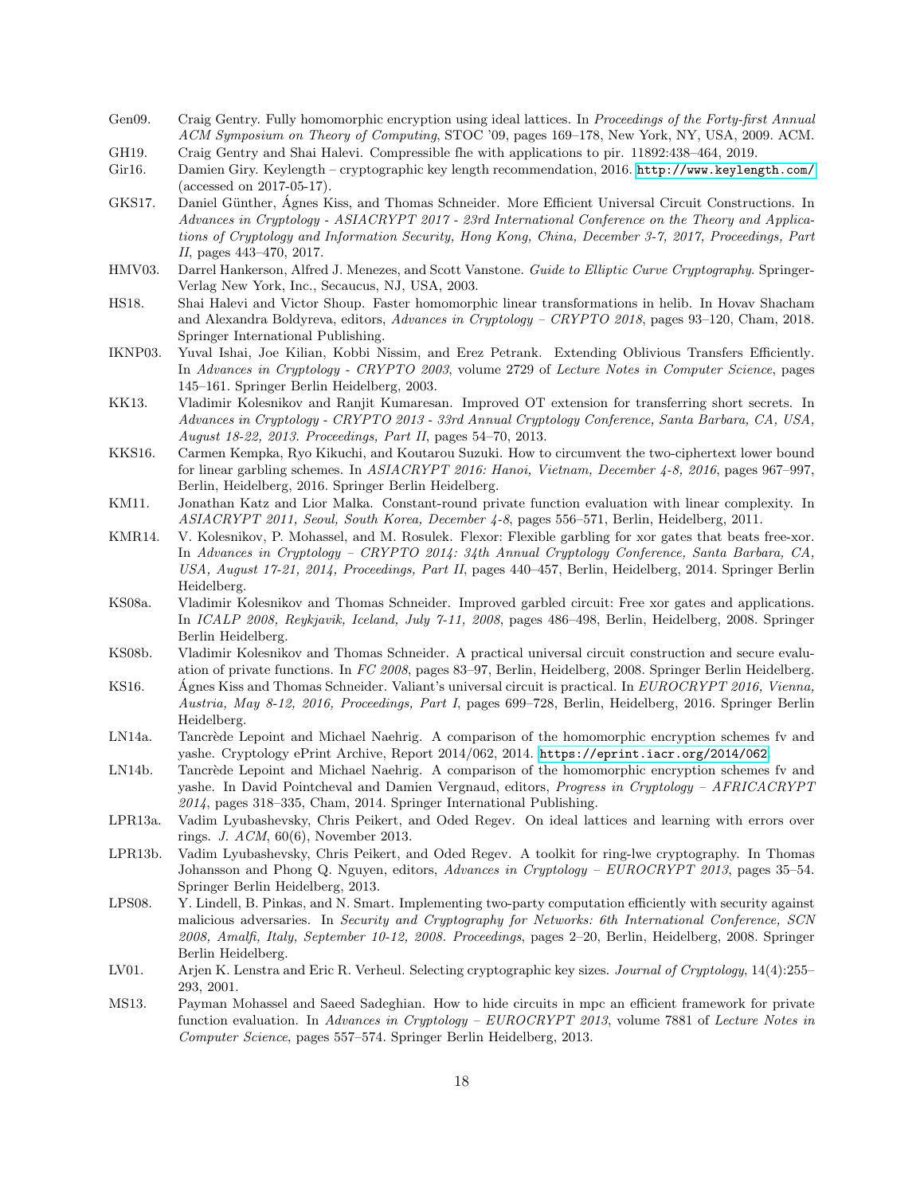Gen09. Craig Gentry. Fully homomorphic encryption using ideal lattices. In *Proceedings of the Forty-first Annual ACM Symposium on Theory of Computing*, STOC '09, pages 169–178, New York, NY, USA, 2009. ACM.

GH19. Craig Gentry and Shai Halevi. Compressible fhe with applications to pir. 11892:438–464, 2019.

Gir16. Damien Giry. Keylength – cryptographic key length recommendation, 2016. http://www.keylength.com/ (accessed on 2017-05-17).

GKS17. Daniel Günther, Ágnes Kiss, and Thomas Schneider. More Efficient Universal Circuit Constructions. In *Advances in Cryptology - ASIACRYPT 2017 - 23rd International Conference on the Theory and Applications of Cryptology and Information Security, Hong Kong, China, December 3-7, 2017, Proceedings, Part II*, pages 443–470, 2017.

HMV03. Darrel Hankerson, Alfred J. Menezes, and Scott Vanstone. *Guide to Elliptic Curve Cryptography*. Springer-Verlag New York, Inc., Secaucus, NJ, USA, 2003.

HS18. Shai Halevi and Victor Shoup. Faster homomorphic linear transformations in helib. In Hovav Shacham and Alexandra Boldyreva, editors, *Advances in Cryptology – CRYPTO 2018*, pages 93–120, Cham, 2018. Springer International Publishing.

IKNP03. Yuval Ishai, Joe Kilian, Kobbi Nissim, and Erez Petrank. Extending Oblivious Transfers Efficiently. In *Advances in Cryptology - CRYPTO 2003*, volume 2729 of *Lecture Notes in Computer Science*, pages 145–161. Springer Berlin Heidelberg, 2003.

KK13. Vladimir Kolesnikov and Ranjit Kumaresan. Improved OT extension for transferring short secrets. In *Advances in Cryptology - CRYPTO 2013 - 33rd Annual Cryptology Conference, Santa Barbara, CA, USA, August 18-22, 2013. Proceedings, Part II*, pages 54–70, 2013.

KKS16. Carmen Kempka, Ryo Kikuchi, and Koutarou Suzuki. How to circumvent the two-ciphertext lower bound for linear garbling schemes. In *ASIACRYPT 2016: Hanoi, Vietnam, December 4-8, 2016*, pages 967–997, Berlin, Heidelberg, 2016. Springer Berlin Heidelberg.

KM11. Jonathan Katz and Lior Malka. Constant-round private function evaluation with linear complexity. In *ASIACRYPT 2011, Seoul, South Korea, December 4-8*, pages 556–571, Berlin, Heidelberg, 2011.

KMR14. V. Kolesnikov, P. Mohassel, and M. Rosulek. Flexor: Flexible garbling for xor gates that beats free-xor. In *Advances in Cryptology – CRYPTO 2014: 34th Annual Cryptology Conference, Santa Barbara, CA, USA, August 17-21, 2014, Proceedings, Part II*, pages 440–457, Berlin, Heidelberg, 2014. Springer Berlin Heidelberg.

KS08a. Vladimir Kolesnikov and Thomas Schneider. Improved garbled circuit: Free xor gates and applications. In *ICALP 2008, Reykjavik, Iceland, July 7-11, 2008*, pages 486–498, Berlin, Heidelberg, 2008. Springer Berlin Heidelberg.

KS08b. Vladimir Kolesnikov and Thomas Schneider. A practical universal circuit construction and secure evaluation of private functions. In *FC 2008*, pages 83–97, Berlin, Heidelberg, 2008. Springer Berlin Heidelberg.

KS16. Ágnes Kiss and Thomas Schneider. Valiant's universal circuit is practical. In *EUROCRYPT 2016, Vienna, Austria, May 8-12, 2016, Proceedings, Part I*, pages 699–728, Berlin, Heidelberg, 2016. Springer Berlin Heidelberg.

LN14a. Tancrède Lepoint and Michael Naehrig. A comparison of the homomorphic encryption schemes fv and yashe. Cryptology ePrint Archive, Report 2014/062, 2014. https://eprint.iacr.org/2014/062.

LN14b. Tancrède Lepoint and Michael Naehrig. A comparison of the homomorphic encryption schemes fv and yashe. In David Pointcheval and Damien Vergnaud, editors, *Progress in Cryptology – AFRICACRYPT 2014*, pages 318–335, Cham, 2014. Springer International Publishing.

LPR13a. Vadim Lyubashevsky, Chris Peikert, and Oded Regev. On ideal lattices and learning with errors over rings. *J. ACM*, 60(6), November 2013.

LPR13b. Vadim Lyubashevsky, Chris Peikert, and Oded Regev. A toolkit for ring-lwe cryptography. In Thomas Johansson and Phong Q. Nguyen, editors, *Advances in Cryptology – EUROCRYPT 2013*, pages 35–54. Springer Berlin Heidelberg, 2013.

LPS08. Y. Lindell, B. Pinkas, and N. Smart. Implementing two-party computation efficiently with security against malicious adversaries. In *Security and Cryptography for Networks: 6th International Conference, SCN 2008, Amalfi, Italy, September 10-12, 2008. Proceedings*, pages 2–20, Berlin, Heidelberg, 2008. Springer Berlin Heidelberg.

LV01. Arjen K. Lenstra and Eric R. Verheul. Selecting cryptographic key sizes. *Journal of Cryptology*, 14(4):255–293, 2001.

MS13. Payman Mohassel and Saeed Sadeghian. How to hide circuits in mpc an efficient framework for private function evaluation. In *Advances in Cryptology – EUROCRYPT 2013*, volume 7881 of *Lecture Notes in Computer Science*, pages 557–574. Springer Berlin Heidelberg, 2013.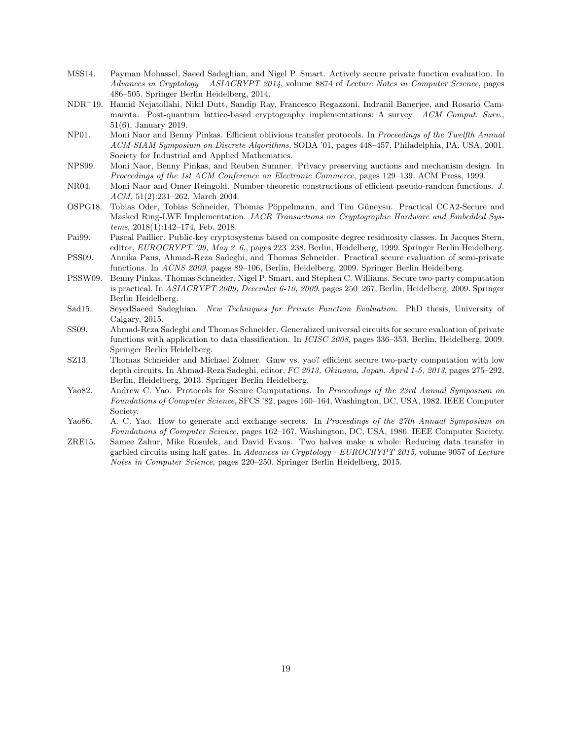MSS14. Payman Mohassel, Saeed Sadeghian, and Nigel P. Smart. Actively secure private function evaluation. In *Advances in Cryptology – ASIACRYPT 2014*, volume 8874 of *Lecture Notes in Computer Science*, pages 486–505. Springer Berlin Heidelberg, 2014.

NDR+19. Hamid Nejatollahi, Nikil Dutt, Sandip Ray, Francesco Regazzoni, Indranil Banerjee, and Rosario Cammarota. Post-quantum lattice-based cryptography implementations: A survey. *ACM Comput. Surv.*, 51(6), January 2019.

NP01. Moni Naor and Benny Pinkas. Efficient oblivious transfer protocols. In *Proceedings of the Twelfth Annual ACM-SIAM Symposium on Discrete Algorithms*, SODA '01, pages 448–457, Philadelphia, PA, USA, 2001. Society for Industrial and Applied Mathematics.

NPS99. Moni Naor, Benny Pinkas, and Reuben Sumner. Privacy preserving auctions and mechanism design. In *Proceedings of the 1st ACM Conference on Electronic Commerce*, pages 129–139. ACM Press, 1999.

NR04. Moni Naor and Omer Reingold. Number-theoretic constructions of efficient pseudo-random functions. *J. ACM*, 51(2):231–262, March 2004.

OSPG18. Tobias Oder, Tobias Schneider, Thomas Pöppelmann, and Tim Güneysu. Practical CCA2-Secure and Masked Ring-LWE Implementation. *IACR Transactions on Cryptographic Hardware and Embedded Systems*, 2018(1):142–174, Feb. 2018.

Pai99. Pascal Paillier. Public-key cryptosystems based on composite degree residuosity classes. In Jacques Stern, editor, *EUROCRYPT '99, May 2–6,*, pages 223–238, Berlin, Heidelberg, 1999. Springer Berlin Heidelberg.

PSS09. Annika Paus, Ahmad-Reza Sadeghi, and Thomas Schneider. Practical secure evaluation of semi-private functions. In *ACNS 2009*, pages 89–106, Berlin, Heidelberg, 2009. Springer Berlin Heidelberg.

PSSW09. Benny Pinkas, Thomas Schneider, Nigel P. Smart, and Stephen C. Williams. Secure two-party computation is practical. In *ASIACRYPT 2009, December 6-10, 2009*, pages 250–267, Berlin, Heidelberg, 2009. Springer Berlin Heidelberg.

Sad15. SeyedSaeed Sadeghian. *New Techniques for Private Function Evaluation*. PhD thesis, University of Calgary, 2015.

SS09. Ahmad-Reza Sadeghi and Thomas Schneider. Generalized universal circuits for secure evaluation of private functions with application to data classification. In *ICISC 2008*, pages 336–353, Berlin, Heidelberg, 2009. Springer Berlin Heidelberg.

SZ13. Thomas Schneider and Michael Zohner. Gmw vs. yao? efficient secure two-party computation with low depth circuits. In Ahmad-Reza Sadeghi, editor, *FC 2013, Okinawa, Japan, April 1-5, 2013*, pages 275–292, Berlin, Heidelberg, 2013. Springer Berlin Heidelberg.

Yao82. Andrew C. Yao. Protocols for Secure Computations. In *Proceedings of the 23rd Annual Symposium on Foundations of Computer Science*, SFCS '82, pages 160–164, Washington, DC, USA, 1982. IEEE Computer Society.

Yao86. A. C. Yao. How to generate and exchange secrets. In *Proceedings of the 27th Annual Symposium on Foundations of Computer Science*, pages 162–167, Washington, DC, USA, 1986. IEEE Computer Society.

ZRE15. Samee Zahur, Mike Rosulek, and David Evans. Two halves make a whole: Reducing data transfer in garbled circuits using half gates. In *Advances in Cryptology - EUROCRYPT 2015*, volume 9057 of *Lecture Notes in Computer Science*, pages 220–250. Springer Berlin Heidelberg, 2015.